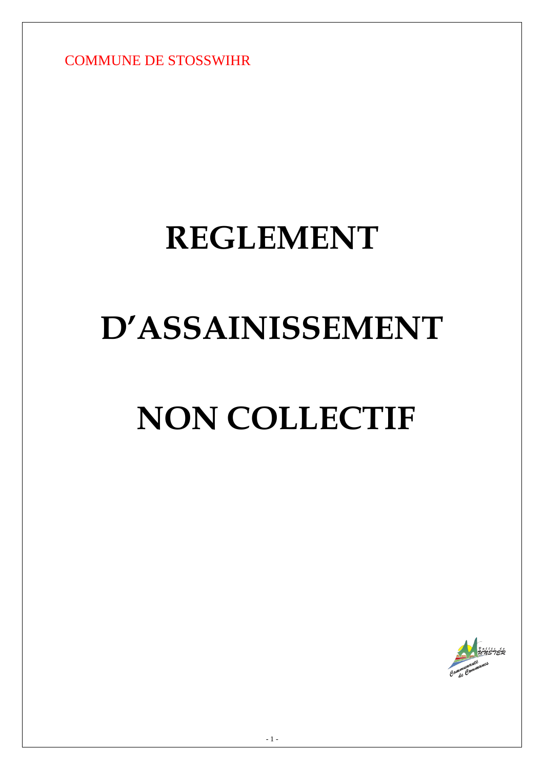COMMUNE DE STOSSWIHR

# REGLEMENT

# D'ASSAINISSEMENT

# NON COLLECTIF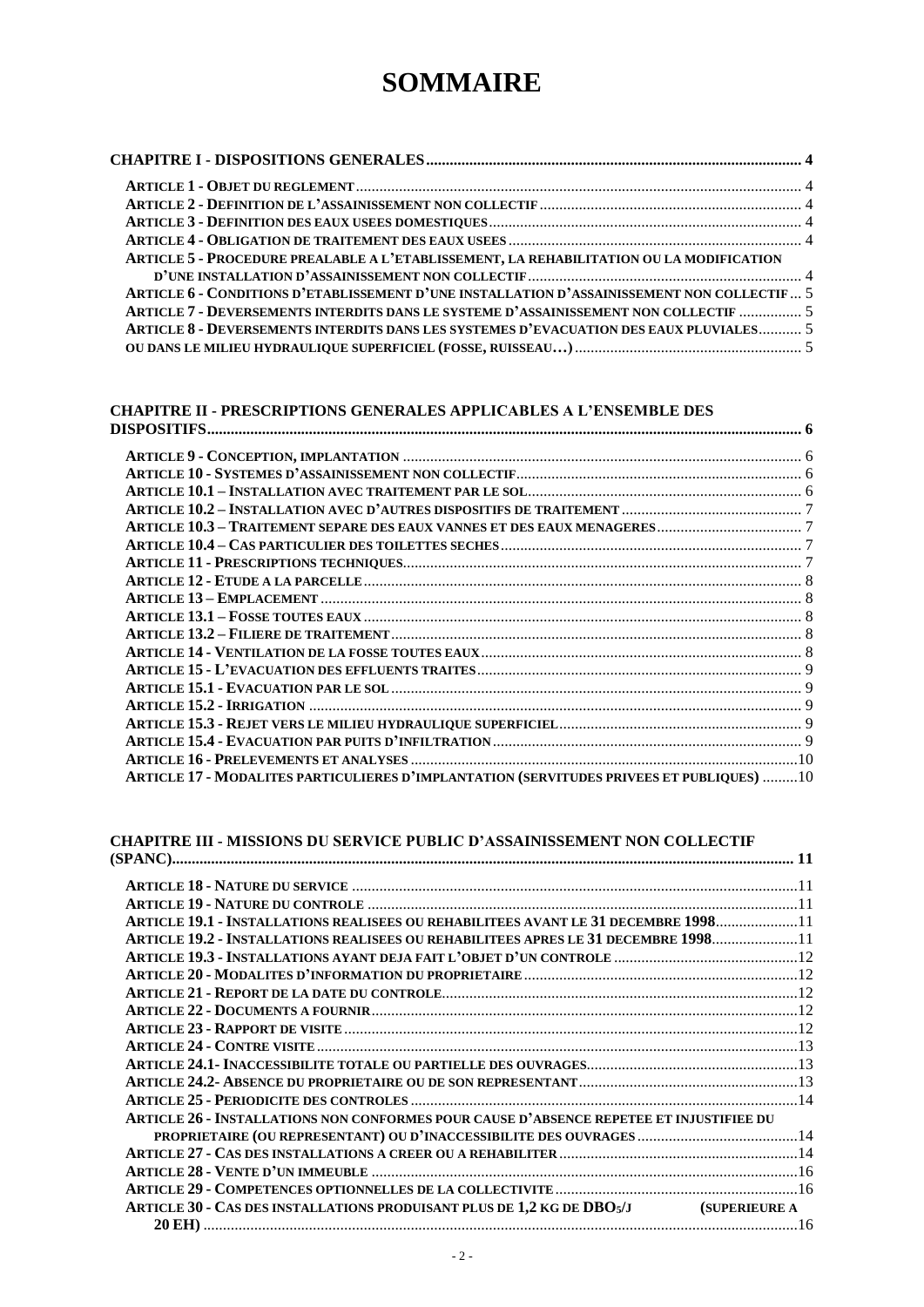# SOMMAIRE

**CHAPITRE I - DISPOSITIONS GENERALES** ... 4

- **ARTICLE 1 - OBJET DU REGLEMENT** ... 4
- **ARTICLE 2 - DEFINITION DE L'ASSAINISSEMENT NON COLLECTIF** ... 4
- **ARTICLE 3 - DEFINITION DES EAUX USEES DOMESTIQUES** ... 4
- **ARTICLE 4 - OBLIGATION DE TRAITEMENT DES EAUX USEES** ... 4
- **ARTICLE 5 - PROCEDURE PREALABLE A L'ETABLISSEMENT, LA REHABILITATION OU LA MODIFICATION D'UNE INSTALLATION D'ASSAINISSEMENT NON COLLECTIF** ... 4
- **ARTICLE 6 - CONDITIONS D'ETABLISSEMENT D'UNE INSTALLATION D'ASSAINISSEMENT NON COLLECTIF** ... 5
- **ARTICLE 7 - DEVERSEMENTS INTERDITS DANS LE SYSTEME D'ASSAINISSEMENT NON COLLECTIF** ... 5
- **ARTICLE 8 - DEVERSEMENTS INTERDITS DANS LES SYSTEMES D'EVACUATION DES EAUX PLUVIALES** ... 5
- **OU DANS LE MILIEU HYDRAULIQUE SUPERFICIEL (FOSSE, RUISSEAU…)** ... 5

**CHAPITRE II - PRESCRIPTIONS GENERALES APPLICABLES A L'ENSEMBLE DES DISPOSITIFS** ... 6

- **ARTICLE 9 - CONCEPTION, IMPLANTATION** ... 6
- **ARTICLE 10 - SYSTEMES D'ASSAINISSEMENT NON COLLECTIF** ... 6
- **ARTICLE 10.1 – INSTALLATION AVEC TRAITEMENT PAR LE SOL** ... 6
- **ARTICLE 10.2 – INSTALLATION AVEC D'AUTRES DISPOSITIFS DE TRAITEMENT** ... 7
- **ARTICLE 10.3 – TRAITEMENT SEPARE DES EAUX VANNES ET DES EAUX MENAGERES** ... 7
- **ARTICLE 10.4 – CAS PARTICULIER DES TOILETTES SECHES** ... 7
- **ARTICLE 11 - PRESCRIPTIONS TECHNIQUES** ... 7
- **ARTICLE 12 - ETUDE A LA PARCELLE** ... 8
- **ARTICLE 13 – EMPLACEMENT** ... 8
- **ARTICLE 13.1 – FOSSE TOUTES EAUX** ... 8
- **ARTICLE 13.2 – FILIERE DE TRAITEMENT** ... 8
- **ARTICLE 14 - VENTILATION DE LA FOSSE TOUTES EAUX** ... 8
- **ARTICLE 15 - L'EVACUATION DES EFFLUENTS TRAITES** ... 9
- **ARTICLE 15.1 - EVACUATION PAR LE SOL** ... 9
- **ARTICLE 15.2 - IRRIGATION** ... 9
- **ARTICLE 15.3 - REJET VERS LE MILIEU HYDRAULIQUE SUPERFICIEL** ... 9
- **ARTICLE 15.4 - EVACUATION PAR PUITS D'INFILTRATION** ... 9
- **ARTICLE 16 - PRELEVEMENTS ET ANALYSES** ... 10
- **ARTICLE 17 - MODALITES PARTICULIERES D'IMPLANTATION (SERVITUDES PRIVEES ET PUBLIQUES)** ... 10

**CHAPITRE III - MISSIONS DU SERVICE PUBLIC D'ASSAINISSEMENT NON COLLECTIF (SPANC)** ... 11

- **ARTICLE 18 - NATURE DU SERVICE** ... 11
- **ARTICLE 19 - NATURE DU CONTROLE** ... 11
- **ARTICLE 19.1 - INSTALLATIONS REALISEES OU REHABILITEES AVANT LE 31 DECEMBRE 1998** ... 11
- **ARTICLE 19.2 - INSTALLATIONS REALISEES OU REHABILITEES APRES LE 31 DECEMBRE 1998** ... 11
- **ARTICLE 19.3 - INSTALLATIONS AYANT DEJA FAIT L'OBJET D'UN CONTROLE** ... 12
- **ARTICLE 20 - MODALITES D'INFORMATION DU PROPRIETAIRE** ... 12
- **ARTICLE 21 - REPORT DE LA DATE DU CONTROLE** ... 12
- **ARTICLE 22 - DOCUMENTS A FOURNIR** ... 12
- **ARTICLE 23 - RAPPORT DE VISITE** ... 12
- **ARTICLE 24 - CONTRE VISITE** ... 13
- **ARTICLE 24.1- INACCESSIBILITE TOTALE OU PARTIELLE DES OUVRAGES** ... 13
- **ARTICLE 24.2- ABSENCE DU PROPRIETAIRE OU DE SON REPRESENTANT** ... 13
- **ARTICLE 25 - PERIODICITE DES CONTROLES** ... 14
- **ARTICLE 26 - INSTALLATIONS NON CONFORMES POUR CAUSE D'ABSENCE REPETEE ET INJUSTIFIEE DU PROPRIETAIRE (OU REPRESENTANT) OU D'INACCESSIBILITE DES OUVRAGES** ... 14
- **ARTICLE 27 - CAS DES INSTALLATIONS A CREER OU A REHABILITER** ... 14
- **ARTICLE 28 - VENTE D'UN IMMEUBLE** ... 16
- **ARTICLE 29 - COMPETENCES OPTIONNELLES DE LA COLLECTIVITE** ... 16
- **ARTICLE 30 - CAS DES INSTALLATIONS PRODUISANT PLUS DE 1,2 KG DE $DBO_5$/J (SUPERIEURE A 20 EH)** ... 16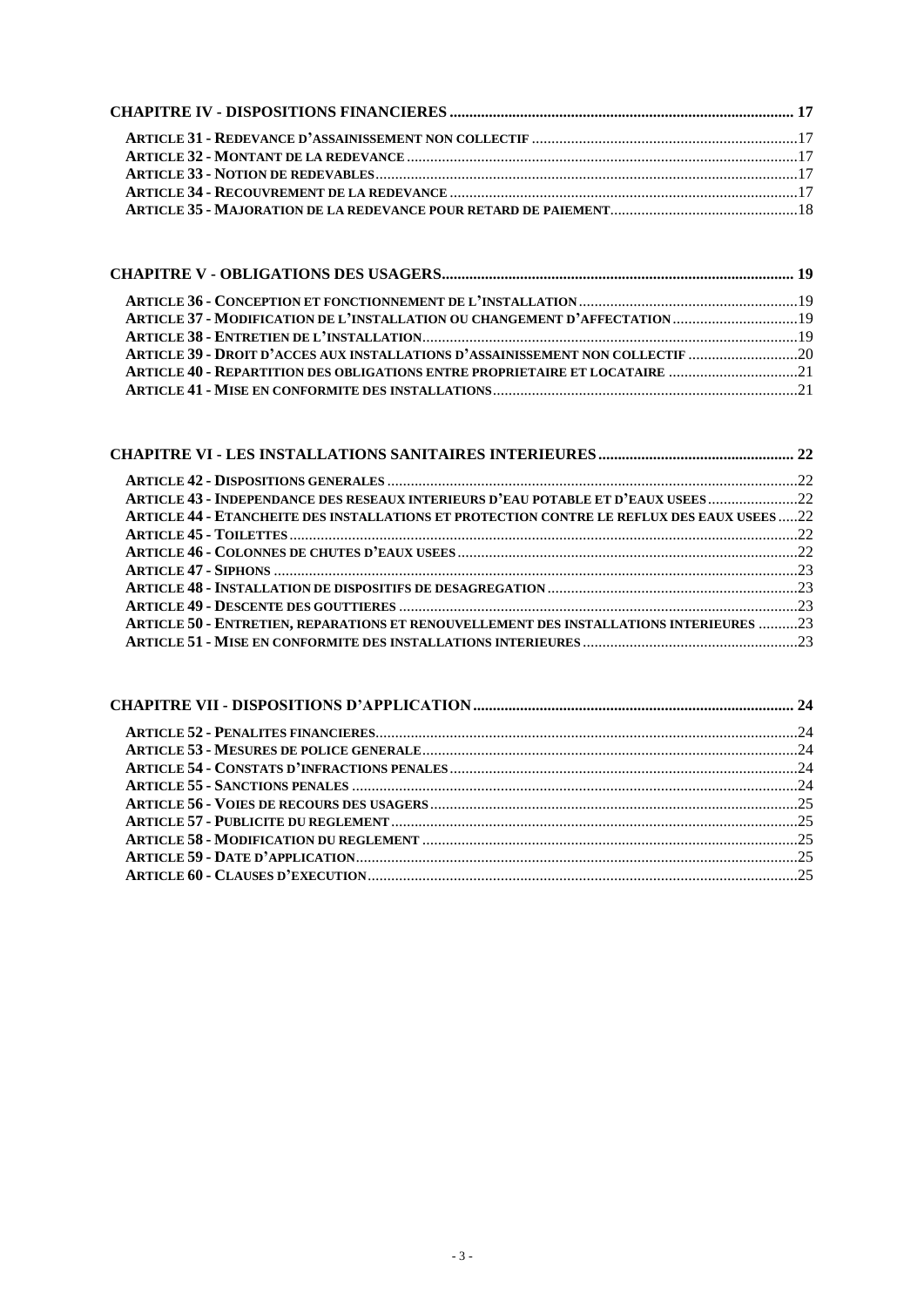**CHAPITRE IV - DISPOSITIONS FINANCIERES .......................................................................................... 17**

**ARTICLE 31 - REDEVANCE D'ASSAINISSEMENT NON COLLECTIF** .........................................................................17
**ARTICLE 32 - MONTANT DE LA REDEVANCE** ...................................................................................................17
**ARTICLE 33 - NOTION DE REDEVABLES**...........................................................................................................17
**ARTICLE 34 - RECOUVREMENT DE LA REDEVANCE** ........................................................................................17
**ARTICLE 35 - MAJORATION DE LA REDEVANCE POUR RETARD DE PAIEMENT**...................................................18

**CHAPITRE V - OBLIGATIONS DES USAGERS.......................................................................................... 19**

**ARTICLE 36 - CONCEPTION ET FONCTIONNEMENT DE L'INSTALLATION**.......................................................19
**ARTICLE 37 - MODIFICATION DE L'INSTALLATION OU CHANGEMENT D'AFFECTATION**...............................19
**ARTICLE 38 - ENTRETIEN DE L'INSTALLATION**...............................................................................................19
**ARTICLE 39 - DROIT D'ACCES AUX INSTALLATIONS D'ASSAINISSEMENT NON COLLECTIF** ..........................20
**ARTICLE 40 - REPARTITION DES OBLIGATIONS ENTRE PROPRIETAIRE ET LOCATAIRE** ................................21
**ARTICLE 41 - MISE EN CONFORMITE DES INSTALLATIONS**.............................................................................21

**CHAPITRE VI - LES INSTALLATIONS SANITAIRES INTERIEURES................................................. 22**

**ARTICLE 42 - DISPOSITIONS GENERALES** ........................................................................................................22
**ARTICLE 43 - INDEPENDANCE DES RESEAUX INTERIEURS D'EAU POTABLE ET D'EAUX USEES**......................22
**ARTICLE 44 - ETANCHEITE DES INSTALLATIONS ET PROTECTION CONTRE LE REFLUX DES EAUX USEES** .....22
**ARTICLE 45 - TOILETTES**...................................................................................................................................22
**ARTICLE 46 - COLONNES DE CHUTES D'EAUX USEES**......................................................................................22
**ARTICLE 47 - SIPHONS** ......................................................................................................................................23
**ARTICLE 48 - INSTALLATION DE DISPOSITIFS DE DESAGREGATION**...............................................................23
**ARTICLE 49 - DESCENTE DES GOUTTIERES** ......................................................................................................23
**ARTICLE 50 - ENTRETIEN, REPARATIONS ET RENOUVELLEMENT DES INSTALLATIONS INTERIEURES** ..........23
**ARTICLE 51 - MISE EN CONFORMITE DES INSTALLATIONS INTERIEURES**......................................................23

**CHAPITRE VII - DISPOSITIONS D'APPLICATION................................................................................. 24**

**ARTICLE 52 - PENALITES FINANCIERES**............................................................................................................24
**ARTICLE 53 - MESURES DE POLICE GENERALE**................................................................................................24
**ARTICLE 54 - CONSTATS D'INFRACTIONS PENALES**.........................................................................................24
**ARTICLE 55 - SANCTIONS PENALES** ..................................................................................................................24
**ARTICLE 56 - VOIES DE RECOURS DES USAGERS**.............................................................................................25
**ARTICLE 57 - PUBLICITE DU REGLEMENT**........................................................................................................25
**ARTICLE 58 - MODIFICATION DU REGLEMENT** ................................................................................................25
**ARTICLE 59 - DATE D'APPLICATION**.................................................................................................................25
**ARTICLE 60 - CLAUSES D'EXECUTION**..............................................................................................................25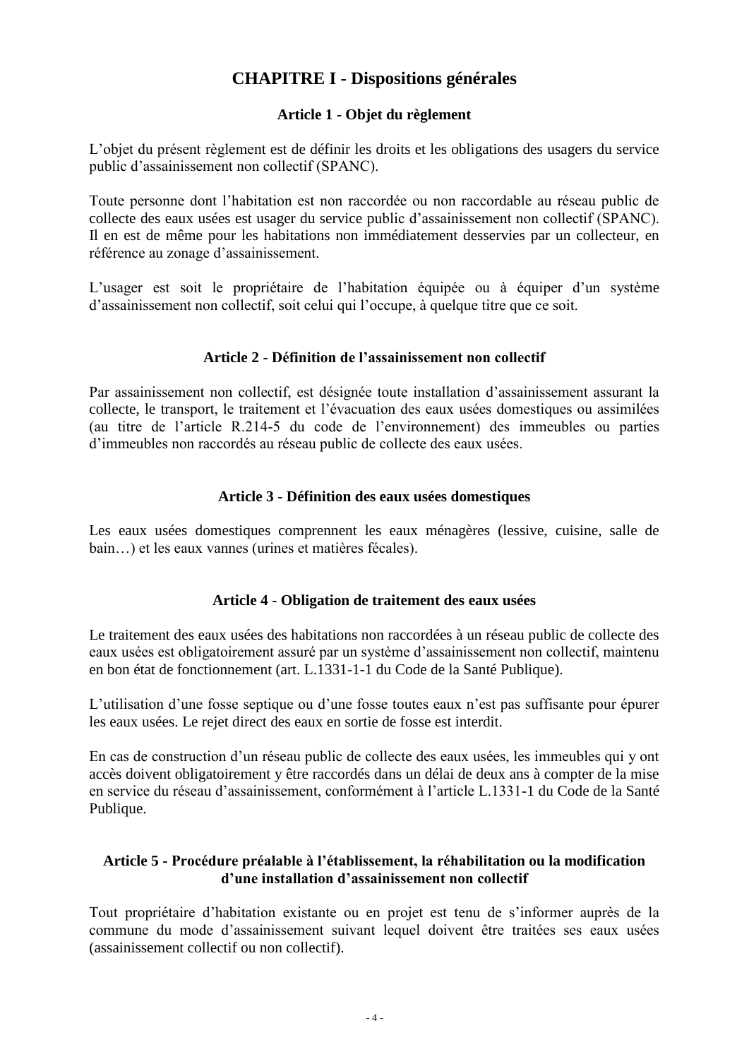# CHAPITRE I - Dispositions générales

## Article 1 - Objet du règlement

L'objet du présent règlement est de définir les droits et les obligations des usagers du service public d'assainissement non collectif (SPANC).

Toute personne dont l'habitation est non raccordée ou non raccordable au réseau public de collecte des eaux usées est usager du service public d'assainissement non collectif (SPANC). Il en est de même pour les habitations non immédiatement desservies par un collecteur, en référence au zonage d'assainissement.

L'usager est soit le propriétaire de l'habitation équipée ou à équiper d'un système d'assainissement non collectif, soit celui qui l'occupe, à quelque titre que ce soit.

## Article 2 - Définition de l'assainissement non collectif

Par assainissement non collectif, est désignée toute installation d'assainissement assurant la collecte, le transport, le traitement et l'évacuation des eaux usées domestiques ou assimilées (au titre de l'article R.214-5 du code de l'environnement) des immeubles ou parties d'immeubles non raccordés au réseau public de collecte des eaux usées.

## Article 3 - Définition des eaux usées domestiques

Les eaux usées domestiques comprennent les eaux ménagères (lessive, cuisine, salle de bain…) et les eaux vannes (urines et matières fécales).

## Article 4 - Obligation de traitement des eaux usées

Le traitement des eaux usées des habitations non raccordées à un réseau public de collecte des eaux usées est obligatoirement assuré par un système d'assainissement non collectif, maintenu en bon état de fonctionnement (art. L.1331-1-1 du Code de la Santé Publique).

L'utilisation d'une fosse septique ou d'une fosse toutes eaux n'est pas suffisante pour épurer les eaux usées. Le rejet direct des eaux en sortie de fosse est interdit.

En cas de construction d'un réseau public de collecte des eaux usées, les immeubles qui y ont accès doivent obligatoirement y être raccordés dans un délai de deux ans à compter de la mise en service du réseau d'assainissement, conformément à l'article L.1331-1 du Code de la Santé Publique.

## Article 5 - Procédure préalable à l'établissement, la réhabilitation ou la modification d'une installation d'assainissement non collectif

Tout propriétaire d'habitation existante ou en projet est tenu de s'informer auprès de la commune du mode d'assainissement suivant lequel doivent être traitées ses eaux usées (assainissement collectif ou non collectif).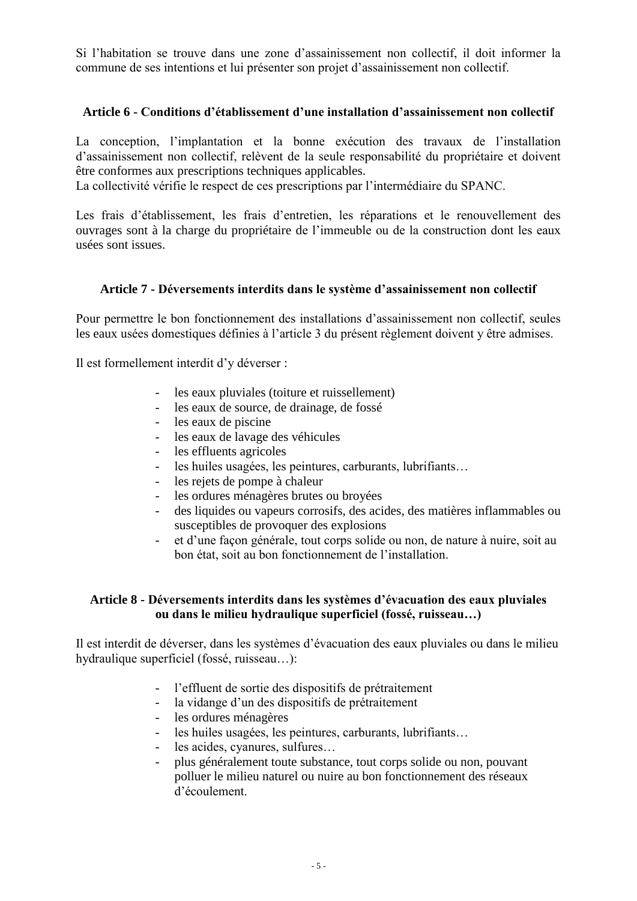Si l'habitation se trouve dans une zone d'assainissement non collectif, il doit informer la commune de ses intentions et lui présenter son projet d'assainissement non collectif.

### Article 6 - Conditions d'établissement d'une installation d'assainissement non collectif

La conception, l'implantation et la bonne exécution des travaux de l'installation d'assainissement non collectif, relèvent de la seule responsabilité du propriétaire et doivent être conformes aux prescriptions techniques applicables.
La collectivité vérifie le respect de ces prescriptions par l'intermédiaire du SPANC.

Les frais d'établissement, les frais d'entretien, les réparations et le renouvellement des ouvrages sont à la charge du propriétaire de l'immeuble ou de la construction dont les eaux usées sont issues.

### Article 7 - Déversements interdits dans le système d'assainissement non collectif

Pour permettre le bon fonctionnement des installations d'assainissement non collectif, seules les eaux usées domestiques définies à l'article 3 du présent règlement doivent y être admises.

Il est formellement interdit d'y déverser :

- les eaux pluviales (toiture et ruissellement)
- les eaux de source, de drainage, de fossé
- les eaux de piscine
- les eaux de lavage des véhicules
- les effluents agricoles
- les huiles usagées, les peintures, carburants, lubrifiants…
- les rejets de pompe à chaleur
- les ordures ménagères brutes ou broyées
- des liquides ou vapeurs corrosifs, des acides, des matières inflammables ou susceptibles de provoquer des explosions
- et d'une façon générale, tout corps solide ou non, de nature à nuire, soit au bon état, soit au bon fonctionnement de l'installation.

### Article 8 - Déversements interdits dans les systèmes d'évacuation des eaux pluviales ou dans le milieu hydraulique superficiel (fossé, ruisseau…)

Il est interdit de déverser, dans les systèmes d'évacuation des eaux pluviales ou dans le milieu hydraulique superficiel (fossé, ruisseau…):

- l'effluent de sortie des dispositifs de prétraitement
- la vidange d'un des dispositifs de prétraitement
- les ordures ménagères
- les huiles usagées, les peintures, carburants, lubrifiants…
- les acides, cyanures, sulfures…
- plus généralement toute substance, tout corps solide ou non, pouvant polluer le milieu naturel ou nuire au bon fonctionnement des réseaux d'écoulement.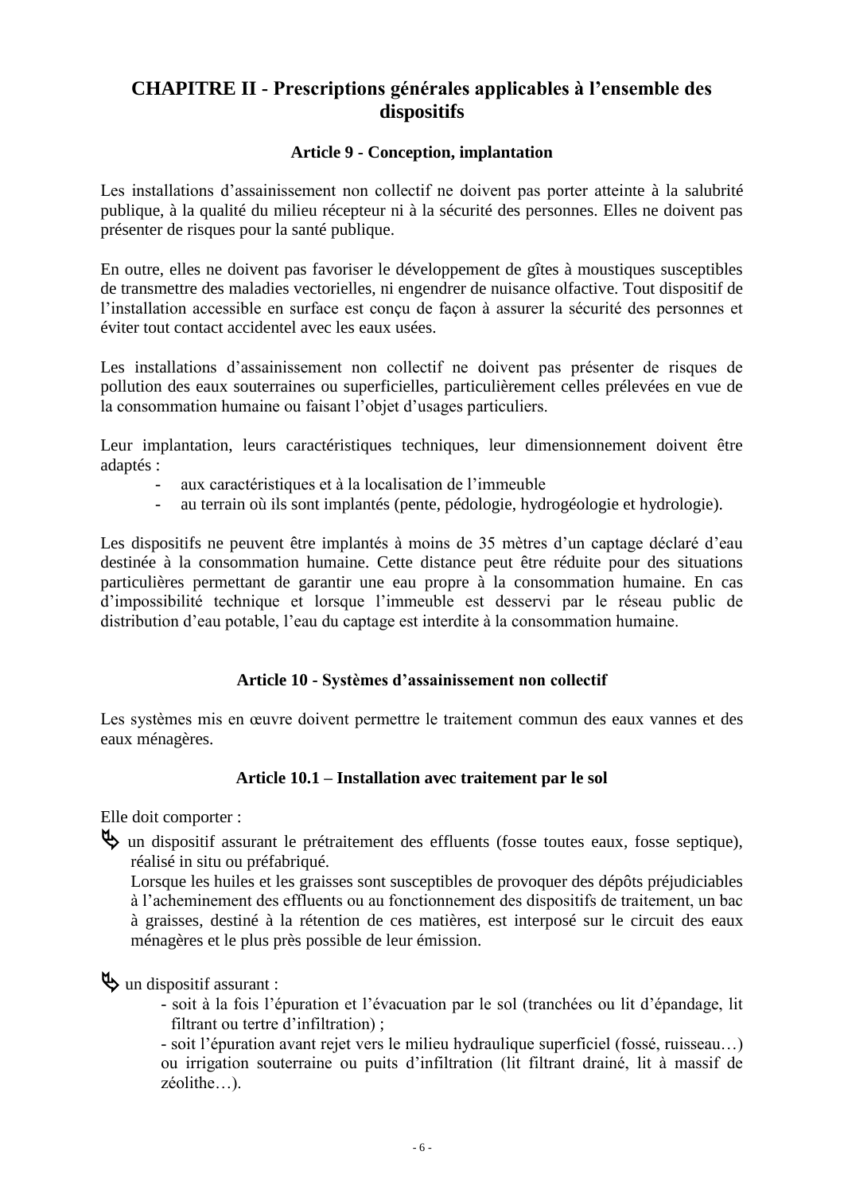## CHAPITRE II - Prescriptions générales applicables à l'ensemble des dispositifs

### Article 9 - Conception, implantation

Les installations d'assainissement non collectif ne doivent pas porter atteinte à la salubrité publique, à la qualité du milieu récepteur ni à la sécurité des personnes. Elles ne doivent pas présenter de risques pour la santé publique.

En outre, elles ne doivent pas favoriser le développement de gîtes à moustiques susceptibles de transmettre des maladies vectorielles, ni engendrer de nuisance olfactive. Tout dispositif de l'installation accessible en surface est conçu de façon à assurer la sécurité des personnes et éviter tout contact accidentel avec les eaux usées.

Les installations d'assainissement non collectif ne doivent pas présenter de risques de pollution des eaux souterraines ou superficielles, particulièrement celles prélevées en vue de la consommation humaine ou faisant l'objet d'usages particuliers.

Leur implantation, leurs caractéristiques techniques, leur dimensionnement doivent être adaptés :

- aux caractéristiques et à la localisation de l'immeuble
- au terrain où ils sont implantés (pente, pédologie, hydrogéologie et hydrologie).

Les dispositifs ne peuvent être implantés à moins de 35 mètres d'un captage déclaré d'eau destinée à la consommation humaine. Cette distance peut être réduite pour des situations particulières permettant de garantir une eau propre à la consommation humaine. En cas d'impossibilité technique et lorsque l'immeuble est desservi par le réseau public de distribution d'eau potable, l'eau du captage est interdite à la consommation humaine.

### Article 10 - Systèmes d'assainissement non collectif

Les systèmes mis en œuvre doivent permettre le traitement commun des eaux vannes et des eaux ménagères.

### Article 10.1 – Installation avec traitement par le sol

Elle doit comporter :

- un dispositif assurant le prétraitement des effluents (fosse toutes eaux, fosse septique), réalisé in situ ou préfabriqué.
  Lorsque les huiles et les graisses sont susceptibles de provoquer des dépôts préjudiciables à l'acheminement des effluents ou au fonctionnement des dispositifs de traitement, un bac à graisses, destiné à la rétention de ces matières, est interposé sur le circuit des eaux ménagères et le plus près possible de leur émission.

- un dispositif assurant :
  - soit à la fois l'épuration et l'évacuation par le sol (tranchées ou lit d'épandage, lit filtrant ou tertre d'infiltration) ;
  - soit l'épuration avant rejet vers le milieu hydraulique superficiel (fossé, ruisseau…) ou irrigation souterraine ou puits d'infiltration (lit filtrant drainé, lit à massif de zéolithe…).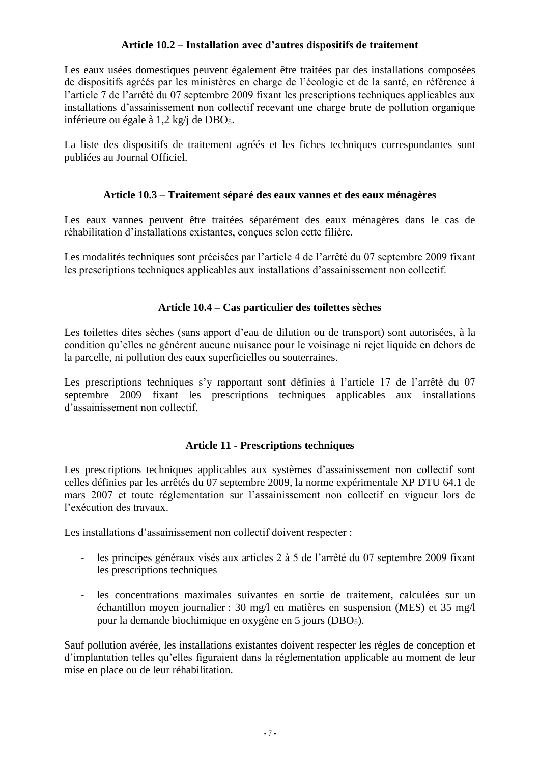### Article 10.2 – Installation avec d'autres dispositifs de traitement

Les eaux usées domestiques peuvent également être traitées par des installations composées de dispositifs agréés par les ministères en charge de l'écologie et de la santé, en référence à l'article 7 de l'arrêté du 07 septembre 2009 fixant les prescriptions techniques applicables aux installations d'assainissement non collectif recevant une charge brute de pollution organique inférieure ou égale à 1,2 kg/j de $DBO_5$.

La liste des dispositifs de traitement agréés et les fiches techniques correspondantes sont publiées au Journal Officiel.

### Article 10.3 – Traitement séparé des eaux vannes et des eaux ménagères

Les eaux vannes peuvent être traitées séparément des eaux ménagères dans le cas de réhabilitation d'installations existantes, conçues selon cette filière.

Les modalités techniques sont précisées par l'article 4 de l'arrêté du 07 septembre 2009 fixant les prescriptions techniques applicables aux installations d'assainissement non collectif.

### Article 10.4 – Cas particulier des toilettes sèches

Les toilettes dites sèches (sans apport d'eau de dilution ou de transport) sont autorisées, à la condition qu'elles ne génèrent aucune nuisance pour le voisinage ni rejet liquide en dehors de la parcelle, ni pollution des eaux superficielles ou souterraines.

Les prescriptions techniques s'y rapportant sont définies à l'article 17 de l'arrêté du 07 septembre 2009 fixant les prescriptions techniques applicables aux installations d'assainissement non collectif.

### Article 11 - Prescriptions techniques

Les prescriptions techniques applicables aux systèmes d'assainissement non collectif sont celles définies par les arrêtés du 07 septembre 2009, la norme expérimentale XP DTU 64.1 de mars 2007 et toute réglementation sur l'assainissement non collectif en vigueur lors de l'exécution des travaux.

Les installations d'assainissement non collectif doivent respecter :

- les principes généraux visés aux articles 2 à 5 de l'arrêté du 07 septembre 2009 fixant les prescriptions techniques
- les concentrations maximales suivantes en sortie de traitement, calculées sur un échantillon moyen journalier : 30 mg/l en matières en suspension (MES) et 35 mg/l pour la demande biochimique en oxygène en 5 jours ($DBO_5$).

Sauf pollution avérée, les installations existantes doivent respecter les règles de conception et d'implantation telles qu'elles figuraient dans la réglementation applicable au moment de leur mise en place ou de leur réhabilitation.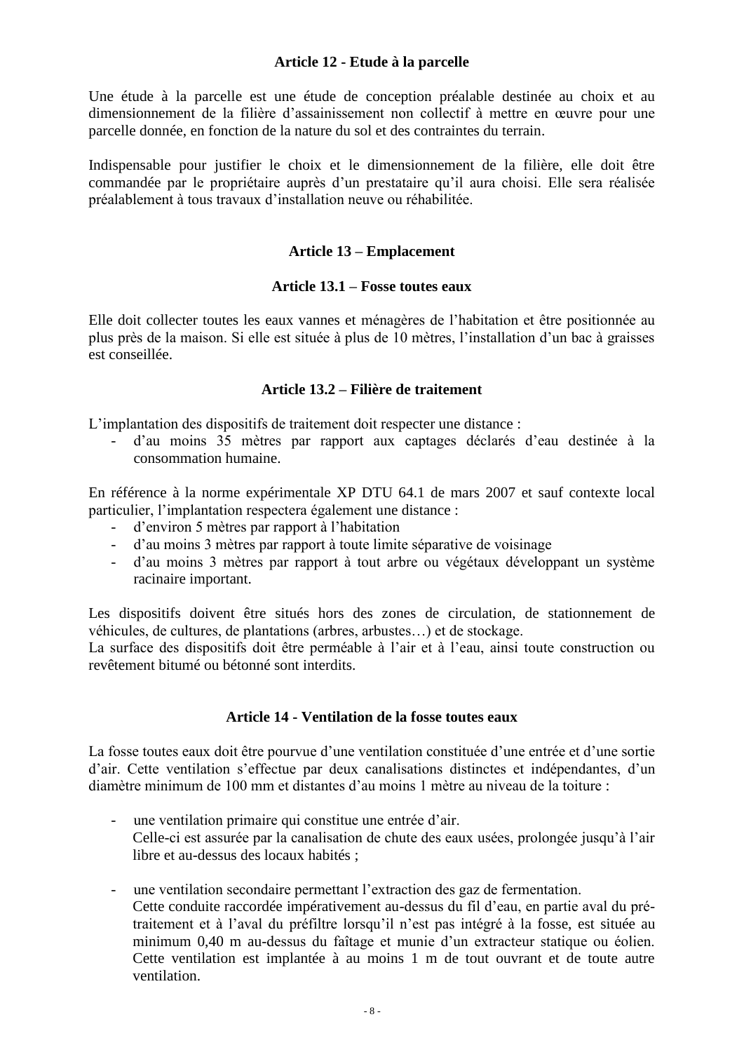### Article 12 - Etude à la parcelle

Une étude à la parcelle est une étude de conception préalable destinée au choix et au dimensionnement de la filière d'assainissement non collectif à mettre en œuvre pour une parcelle donnée, en fonction de la nature du sol et des contraintes du terrain.

Indispensable pour justifier le choix et le dimensionnement de la filière, elle doit être commandée par le propriétaire auprès d'un prestataire qu'il aura choisi. Elle sera réalisée préalablement à tous travaux d'installation neuve ou réhabilitée.

### Article 13 – Emplacement

#### Article 13.1 – Fosse toutes eaux

Elle doit collecter toutes les eaux vannes et ménagères de l'habitation et être positionnée au plus près de la maison. Si elle est située à plus de 10 mètres, l'installation d'un bac à graisses est conseillée.

#### Article 13.2 – Filière de traitement

L'implantation des dispositifs de traitement doit respecter une distance :

- d'au moins 35 mètres par rapport aux captages déclarés d'eau destinée à la consommation humaine.

En référence à la norme expérimentale XP DTU 64.1 de mars 2007 et sauf contexte local particulier, l'implantation respectera également une distance :

- d'environ 5 mètres par rapport à l'habitation
- d'au moins 3 mètres par rapport à toute limite séparative de voisinage
- d'au moins 3 mètres par rapport à tout arbre ou végétaux développant un système racinaire important.

Les dispositifs doivent être situés hors des zones de circulation, de stationnement de véhicules, de cultures, de plantations (arbres, arbustes…) et de stockage.
La surface des dispositifs doit être perméable à l'air et à l'eau, ainsi toute construction ou revêtement bitumé ou bétonné sont interdits.

### Article 14 - Ventilation de la fosse toutes eaux

La fosse toutes eaux doit être pourvue d'une ventilation constituée d'une entrée et d'une sortie d'air. Cette ventilation s'effectue par deux canalisations distinctes et indépendantes, d'un diamètre minimum de 100 mm et distantes d'au moins 1 mètre au niveau de la toiture :

- une ventilation primaire qui constitue une entrée d'air.
  Celle-ci est assurée par la canalisation de chute des eaux usées, prolongée jusqu'à l'air libre et au-dessus des locaux habités ;

- une ventilation secondaire permettant l'extraction des gaz de fermentation.
  Cette conduite raccordée impérativement au-dessus du fil d'eau, en partie aval du pré-traitement et à l'aval du préfiltre lorsqu'il n'est pas intégré à la fosse, est située au minimum 0,40 m au-dessus du faîtage et munie d'un extracteur statique ou éolien. Cette ventilation est implantée à au moins 1 m de tout ouvrant et de toute autre ventilation.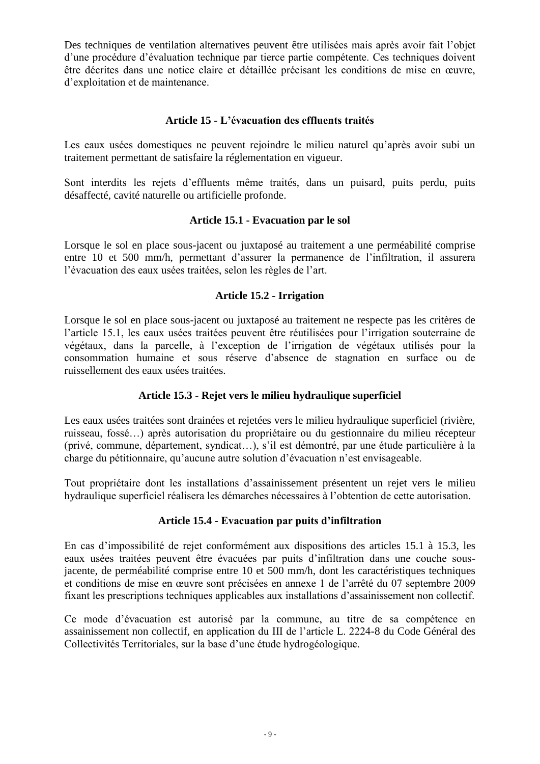Des techniques de ventilation alternatives peuvent être utilisées mais après avoir fait l'objet d'une procédure d'évaluation technique par tierce partie compétente. Ces techniques doivent être décrites dans une notice claire et détaillée précisant les conditions de mise en œuvre, d'exploitation et de maintenance.

### Article 15 - L'évacuation des effluents traités

Les eaux usées domestiques ne peuvent rejoindre le milieu naturel qu'après avoir subi un traitement permettant de satisfaire la réglementation en vigueur.

Sont interdits les rejets d'effluents même traités, dans un puisard, puits perdu, puits désaffecté, cavité naturelle ou artificielle profonde.

#### Article 15.1 - Evacuation par le sol

Lorsque le sol en place sous-jacent ou juxtaposé au traitement a une perméabilité comprise entre 10 et 500 mm/h, permettant d'assurer la permanence de l'infiltration, il assurera l'évacuation des eaux usées traitées, selon les règles de l'art.

#### Article 15.2 - Irrigation

Lorsque le sol en place sous-jacent ou juxtaposé au traitement ne respecte pas les critères de l'article 15.1, les eaux usées traitées peuvent être réutilisées pour l'irrigation souterraine de végétaux, dans la parcelle, à l'exception de l'irrigation de végétaux utilisés pour la consommation humaine et sous réserve d'absence de stagnation en surface ou de ruissellement des eaux usées traitées.

#### Article 15.3 - Rejet vers le milieu hydraulique superficiel

Les eaux usées traitées sont drainées et rejetées vers le milieu hydraulique superficiel (rivière, ruisseau, fossé…) après autorisation du propriétaire ou du gestionnaire du milieu récepteur (privé, commune, département, syndicat…), s'il est démontré, par une étude particulière à la charge du pétitionnaire, qu'aucune autre solution d'évacuation n'est envisageable.

Tout propriétaire dont les installations d'assainissement présentent un rejet vers le milieu hydraulique superficiel réalisera les démarches nécessaires à l'obtention de cette autorisation.

#### Article 15.4 - Evacuation par puits d'infiltration

En cas d'impossibilité de rejet conformément aux dispositions des articles 15.1 à 15.3, les eaux usées traitées peuvent être évacuées par puits d'infiltration dans une couche sous-jacente, de perméabilité comprise entre 10 et 500 mm/h, dont les caractéristiques techniques et conditions de mise en œuvre sont précisées en annexe 1 de l'arrêté du 07 septembre 2009 fixant les prescriptions techniques applicables aux installations d'assainissement non collectif.

Ce mode d'évacuation est autorisé par la commune, au titre de sa compétence en assainissement non collectif, en application du III de l'article L. 2224-8 du Code Général des Collectivités Territoriales, sur la base d'une étude hydrogéologique.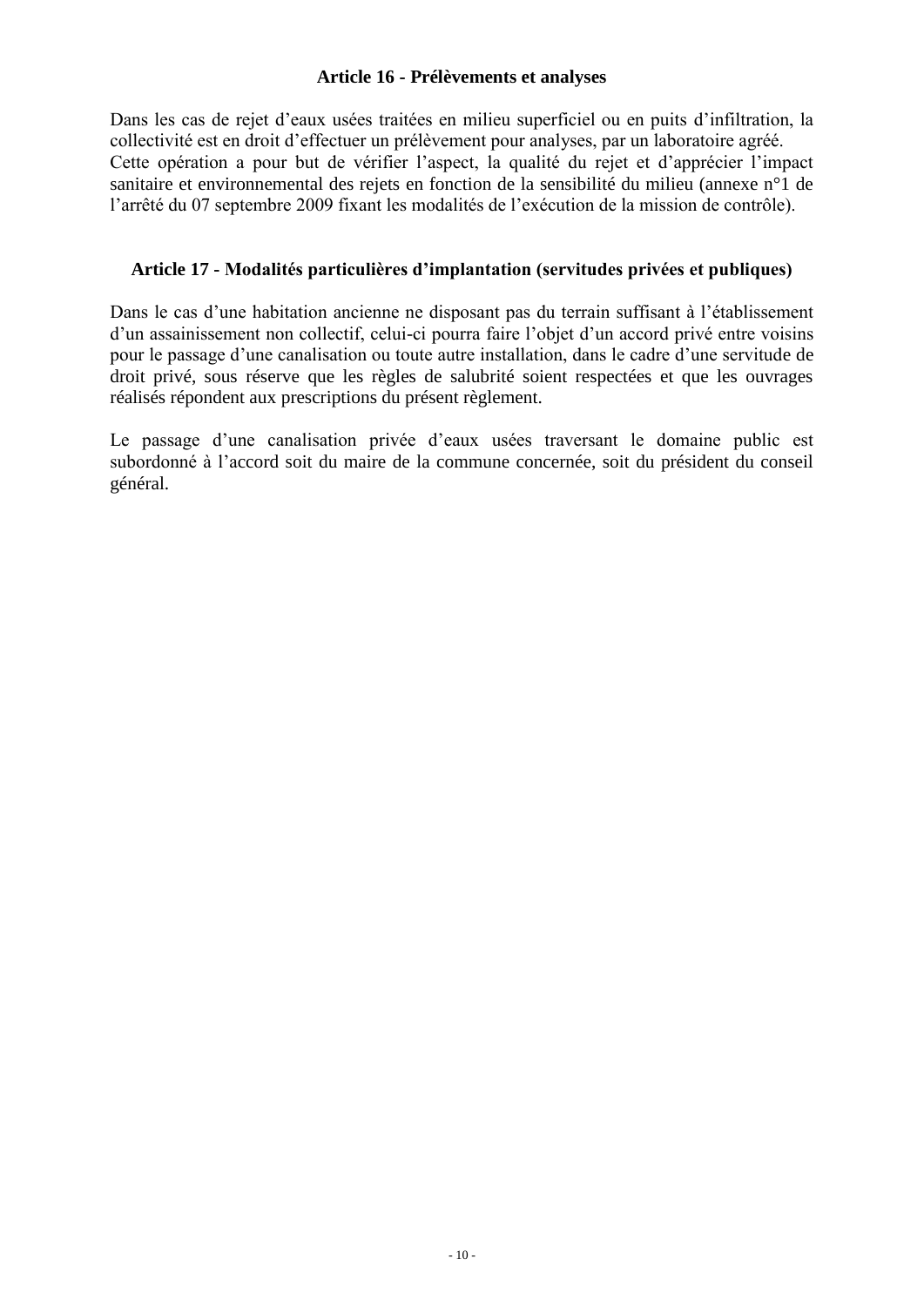### Article 16 - Prélèvements et analyses

Dans les cas de rejet d'eaux usées traitées en milieu superficiel ou en puits d'infiltration, la collectivité est en droit d'effectuer un prélèvement pour analyses, par un laboratoire agréé.
Cette opération a pour but de vérifier l'aspect, la qualité du rejet et d'apprécier l'impact sanitaire et environnemental des rejets en fonction de la sensibilité du milieu (annexe n°1 de l'arrêté du 07 septembre 2009 fixant les modalités de l'exécution de la mission de contrôle).

### Article 17 - Modalités particulières d'implantation (servitudes privées et publiques)

Dans le cas d'une habitation ancienne ne disposant pas du terrain suffisant à l'établissement d'un assainissement non collectif, celui-ci pourra faire l'objet d'un accord privé entre voisins pour le passage d'une canalisation ou toute autre installation, dans le cadre d'une servitude de droit privé, sous réserve que les règles de salubrité soient respectées et que les ouvrages réalisés répondent aux prescriptions du présent règlement.

Le passage d'une canalisation privée d'eaux usées traversant le domaine public est subordonné à l'accord soit du maire de la commune concernée, soit du président du conseil général.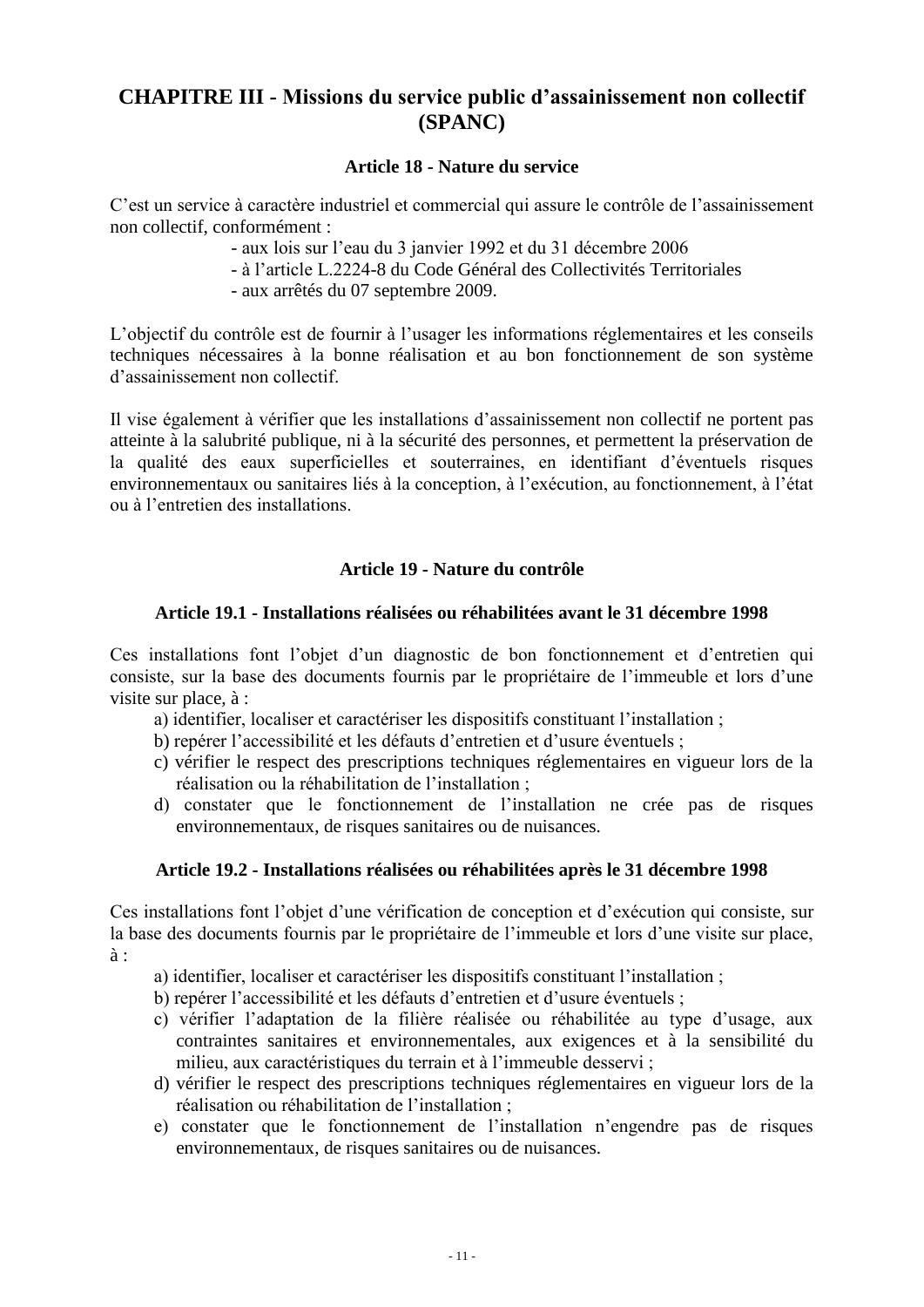## CHAPITRE III - Missions du service public d'assainissement non collectif (SPANC)

### Article 18 - Nature du service

C'est un service à caractère industriel et commercial qui assure le contrôle de l'assainissement non collectif, conformément :

- aux lois sur l'eau du 3 janvier 1992 et du 31 décembre 2006
- à l'article L.2224-8 du Code Général des Collectivités Territoriales
- aux arrêtés du 07 septembre 2009.

L'objectif du contrôle est de fournir à l'usager les informations réglementaires et les conseils techniques nécessaires à la bonne réalisation et au bon fonctionnement de son système d'assainissement non collectif.

Il vise également à vérifier que les installations d'assainissement non collectif ne portent pas atteinte à la salubrité publique, ni à la sécurité des personnes, et permettent la préservation de la qualité des eaux superficielles et souterraines, en identifiant d'éventuels risques environnementaux ou sanitaires liés à la conception, à l'exécution, au fonctionnement, à l'état ou à l'entretien des installations.

### Article 19 - Nature du contrôle

#### Article 19.1 - Installations réalisées ou réhabilitées avant le 31 décembre 1998

Ces installations font l'objet d'un diagnostic de bon fonctionnement et d'entretien qui consiste, sur la base des documents fournis par le propriétaire de l'immeuble et lors d'une visite sur place, à :

a) identifier, localiser et caractériser les dispositifs constituant l'installation ;
b) repérer l'accessibilité et les défauts d'entretien et d'usure éventuels ;
c) vérifier le respect des prescriptions techniques réglementaires en vigueur lors de la réalisation ou la réhabilitation de l'installation ;
d) constater que le fonctionnement de l'installation ne crée pas de risques environnementaux, de risques sanitaires ou de nuisances.

#### Article 19.2 - Installations réalisées ou réhabilitées après le 31 décembre 1998

Ces installations font l'objet d'une vérification de conception et d'exécution qui consiste, sur la base des documents fournis par le propriétaire de l'immeuble et lors d'une visite sur place, à :

a) identifier, localiser et caractériser les dispositifs constituant l'installation ;
b) repérer l'accessibilité et les défauts d'entretien et d'usure éventuels ;
c) vérifier l'adaptation de la filière réalisée ou réhabilitée au type d'usage, aux contraintes sanitaires et environnementales, aux exigences et à la sensibilité du milieu, aux caractéristiques du terrain et à l'immeuble desservi ;
d) vérifier le respect des prescriptions techniques réglementaires en vigueur lors de la réalisation ou réhabilitation de l'installation ;
e) constater que le fonctionnement de l'installation n'engendre pas de risques environnementaux, de risques sanitaires ou de nuisances.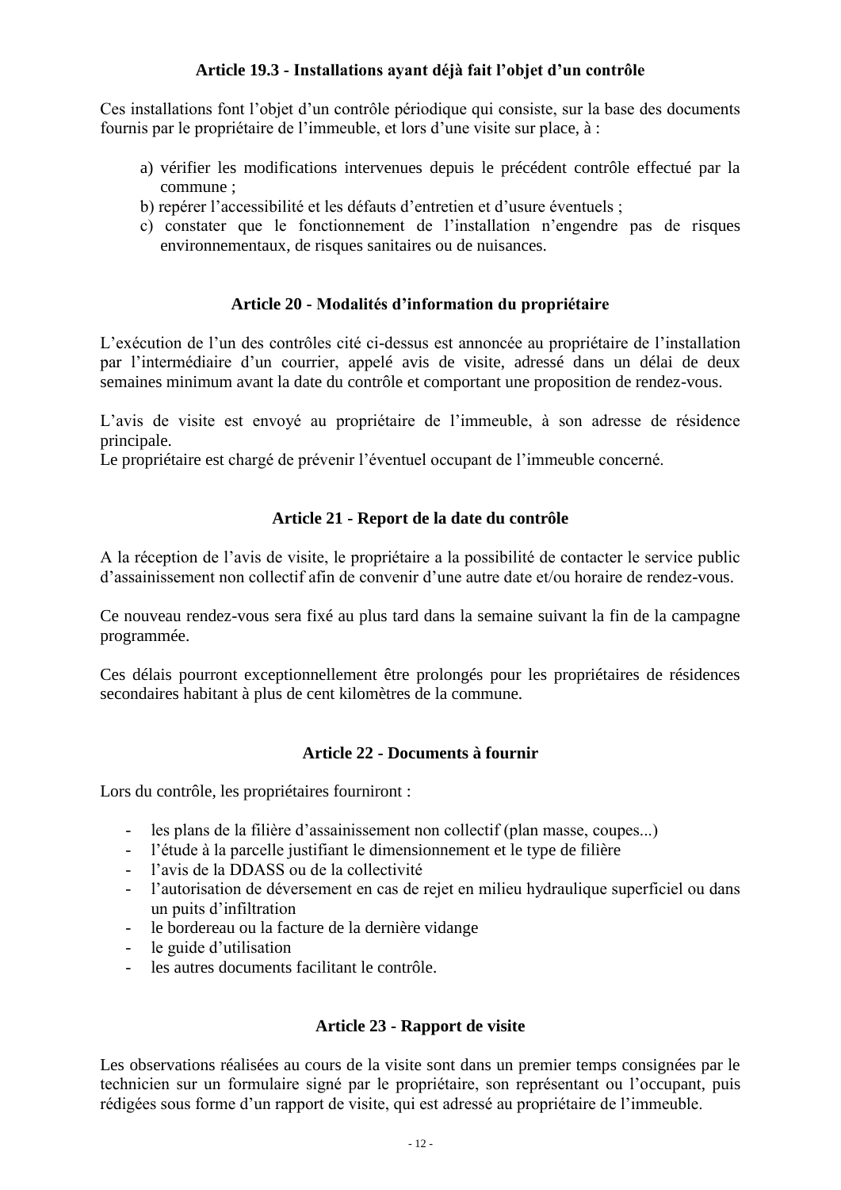### Article 19.3 - Installations ayant déjà fait l'objet d'un contrôle

Ces installations font l'objet d'un contrôle périodique qui consiste, sur la base des documents fournis par le propriétaire de l'immeuble, et lors d'une visite sur place, à :

a) vérifier les modifications intervenues depuis le précédent contrôle effectué par la commune ;
b) repérer l'accessibilité et les défauts d'entretien et d'usure éventuels ;
c) constater que le fonctionnement de l'installation n'engendre pas de risques environnementaux, de risques sanitaires ou de nuisances.

### Article 20 - Modalités d'information du propriétaire

L'exécution de l'un des contrôles cité ci-dessus est annoncée au propriétaire de l'installation par l'intermédiaire d'un courrier, appelé avis de visite, adressé dans un délai de deux semaines minimum avant la date du contrôle et comportant une proposition de rendez-vous.

L'avis de visite est envoyé au propriétaire de l'immeuble, à son adresse de résidence principale.
Le propriétaire est chargé de prévenir l'éventuel occupant de l'immeuble concerné.

### Article 21 - Report de la date du contrôle

A la réception de l'avis de visite, le propriétaire a la possibilité de contacter le service public d'assainissement non collectif afin de convenir d'une autre date et/ou horaire de rendez-vous.

Ce nouveau rendez-vous sera fixé au plus tard dans la semaine suivant la fin de la campagne programmée.

Ces délais pourront exceptionnellement être prolongés pour les propriétaires de résidences secondaires habitant à plus de cent kilomètres de la commune.

### Article 22 - Documents à fournir

Lors du contrôle, les propriétaires fourniront :

- les plans de la filière d'assainissement non collectif (plan masse, coupes...)
- l'étude à la parcelle justifiant le dimensionnement et le type de filière
- l'avis de la DDASS ou de la collectivité
- l'autorisation de déversement en cas de rejet en milieu hydraulique superficiel ou dans un puits d'infiltration
- le bordereau ou la facture de la dernière vidange
- le guide d'utilisation
- les autres documents facilitant le contrôle.

### Article 23 - Rapport de visite

Les observations réalisées au cours de la visite sont dans un premier temps consignées par le technicien sur un formulaire signé par le propriétaire, son représentant ou l'occupant, puis rédigées sous forme d'un rapport de visite, qui est adressé au propriétaire de l'immeuble.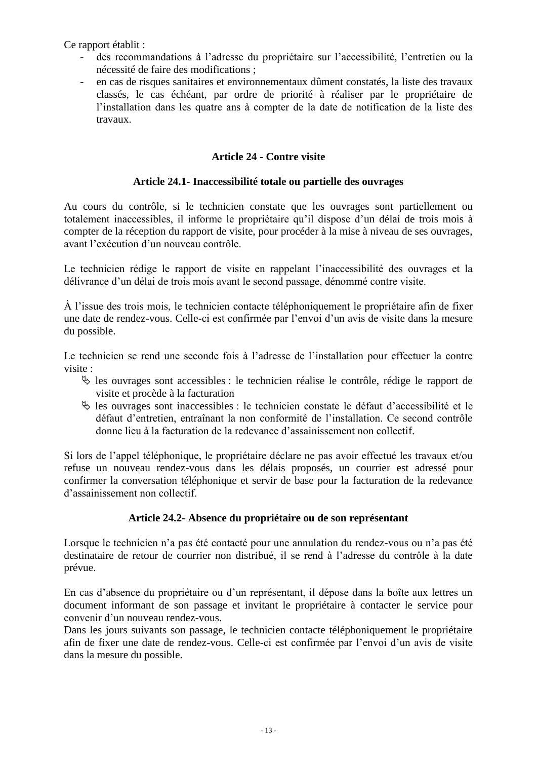Ce rapport établit :

- des recommandations à l'adresse du propriétaire sur l'accessibilité, l'entretien ou la nécessité de faire des modifications ;
- en cas de risques sanitaires et environnementaux dûment constatés, la liste des travaux classés, le cas échéant, par ordre de priorité à réaliser par le propriétaire de l'installation dans les quatre ans à compter de la date de notification de la liste des travaux.

## Article 24 - Contre visite

### Article 24.1- Inaccessibilité totale ou partielle des ouvrages

Au cours du contrôle, si le technicien constate que les ouvrages sont partiellement ou totalement inaccessibles, il informe le propriétaire qu'il dispose d'un délai de trois mois à compter de la réception du rapport de visite, pour procéder à la mise à niveau de ses ouvrages, avant l'exécution d'un nouveau contrôle.

Le technicien rédige le rapport de visite en rappelant l'inaccessibilité des ouvrages et la délivrance d'un délai de trois mois avant le second passage, dénommé contre visite.

À l'issue des trois mois, le technicien contacte téléphoniquement le propriétaire afin de fixer une date de rendez-vous. Celle-ci est confirmée par l'envoi d'un avis de visite dans la mesure du possible.

Le technicien se rend une seconde fois à l'adresse de l'installation pour effectuer la contre visite :

- ✍ les ouvrages sont accessibles : le technicien réalise le contrôle, rédige le rapport de visite et procède à la facturation
- ✍ les ouvrages sont inaccessibles : le technicien constate le défaut d'accessibilité et le défaut d'entretien, entraînant la non conformité de l'installation. Ce second contrôle donne lieu à la facturation de la redevance d'assainissement non collectif.

Si lors de l'appel téléphonique, le propriétaire déclare ne pas avoir effectué les travaux et/ou refuse un nouveau rendez-vous dans les délais proposés, un courrier est adressé pour confirmer la conversation téléphonique et servir de base pour la facturation de la redevance d'assainissement non collectif.

### Article 24.2- Absence du propriétaire ou de son représentant

Lorsque le technicien n'a pas été contacté pour une annulation du rendez-vous ou n'a pas été destinataire de retour de courrier non distribué, il se rend à l'adresse du contrôle à la date prévue.

En cas d'absence du propriétaire ou d'un représentant, il dépose dans la boîte aux lettres un document informant de son passage et invitant le propriétaire à contacter le service pour convenir d'un nouveau rendez-vous.
Dans les jours suivants son passage, le technicien contacte téléphoniquement le propriétaire afin de fixer une date de rendez-vous. Celle-ci est confirmée par l'envoi d'un avis de visite dans la mesure du possible.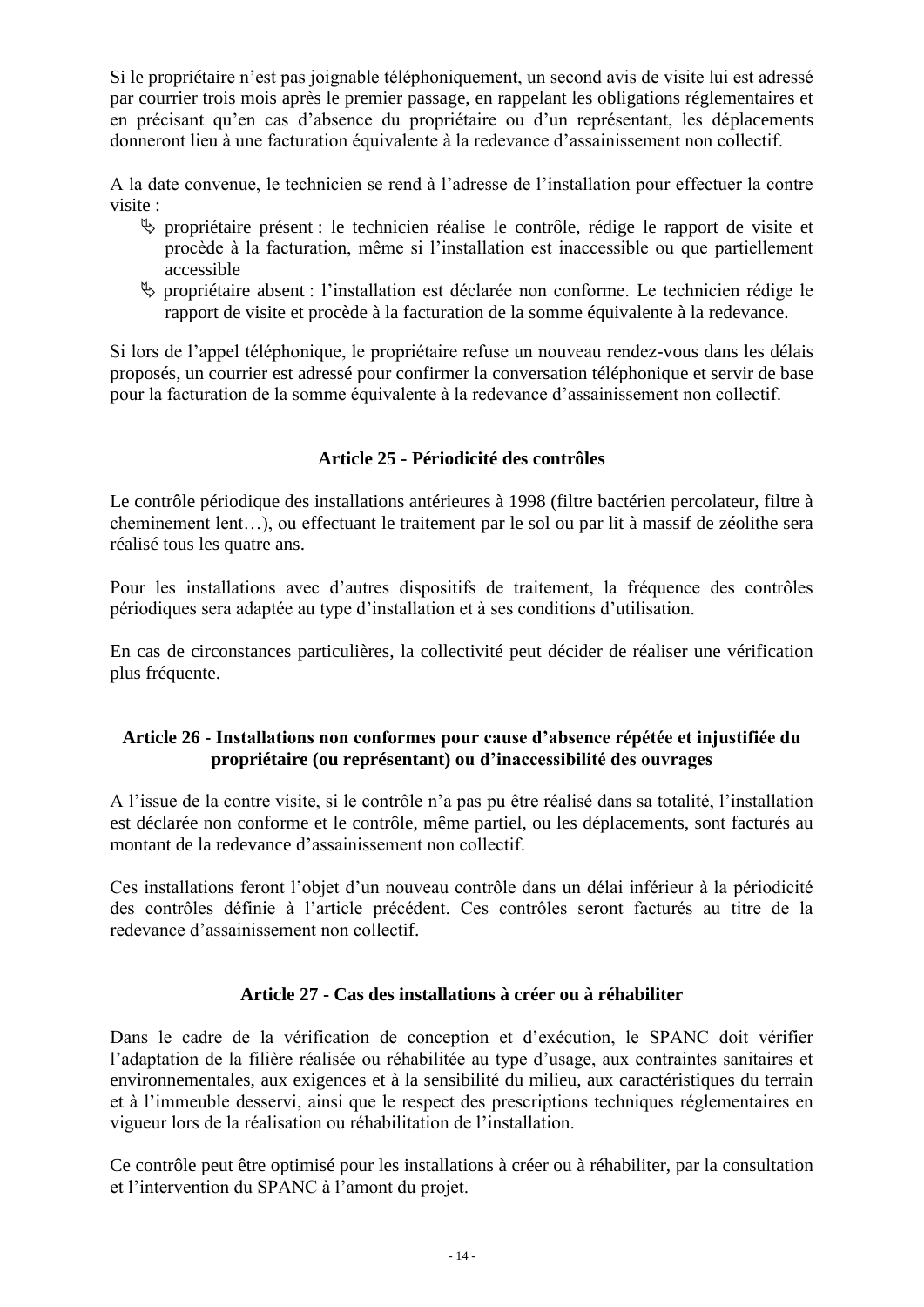Si le propriétaire n'est pas joignable téléphoniquement, un second avis de visite lui est adressé par courrier trois mois après le premier passage, en rappelant les obligations réglementaires et en précisant qu'en cas d'absence du propriétaire ou d'un représentant, les déplacements donneront lieu à une facturation équivalente à la redevance d'assainissement non collectif.

A la date convenue, le technicien se rend à l'adresse de l'installation pour effectuer la contre visite :

- propriétaire présent : le technicien réalise le contrôle, rédige le rapport de visite et procède à la facturation, même si l'installation est inaccessible ou que partiellement accessible
- propriétaire absent : l'installation est déclarée non conforme. Le technicien rédige le rapport de visite et procède à la facturation de la somme équivalente à la redevance.

Si lors de l'appel téléphonique, le propriétaire refuse un nouveau rendez-vous dans les délais proposés, un courrier est adressé pour confirmer la conversation téléphonique et servir de base pour la facturation de la somme équivalente à la redevance d'assainissement non collectif.

### Article 25 - Périodicité des contrôles

Le contrôle périodique des installations antérieures à 1998 (filtre bactérien percolateur, filtre à cheminement lent…), ou effectuant le traitement par le sol ou par lit à massif de zéolithe sera réalisé tous les quatre ans.

Pour les installations avec d'autres dispositifs de traitement, la fréquence des contrôles périodiques sera adaptée au type d'installation et à ses conditions d'utilisation.

En cas de circonstances particulières, la collectivité peut décider de réaliser une vérification plus fréquente.

### Article 26 - Installations non conformes pour cause d'absence répétée et injustifiée du propriétaire (ou représentant) ou d'inaccessibilité des ouvrages

A l'issue de la contre visite, si le contrôle n'a pas pu être réalisé dans sa totalité, l'installation est déclarée non conforme et le contrôle, même partiel, ou les déplacements, sont facturés au montant de la redevance d'assainissement non collectif.

Ces installations feront l'objet d'un nouveau contrôle dans un délai inférieur à la périodicité des contrôles définie à l'article précédent. Ces contrôles seront facturés au titre de la redevance d'assainissement non collectif.

### Article 27 - Cas des installations à créer ou à réhabiliter

Dans le cadre de la vérification de conception et d'exécution, le SPANC doit vérifier l'adaptation de la filière réalisée ou réhabilitée au type d'usage, aux contraintes sanitaires et environnementales, aux exigences et à la sensibilité du milieu, aux caractéristiques du terrain et à l'immeuble desservi, ainsi que le respect des prescriptions techniques réglementaires en vigueur lors de la réalisation ou réhabilitation de l'installation.

Ce contrôle peut être optimisé pour les installations à créer ou à réhabiliter, par la consultation et l'intervention du SPANC à l'amont du projet.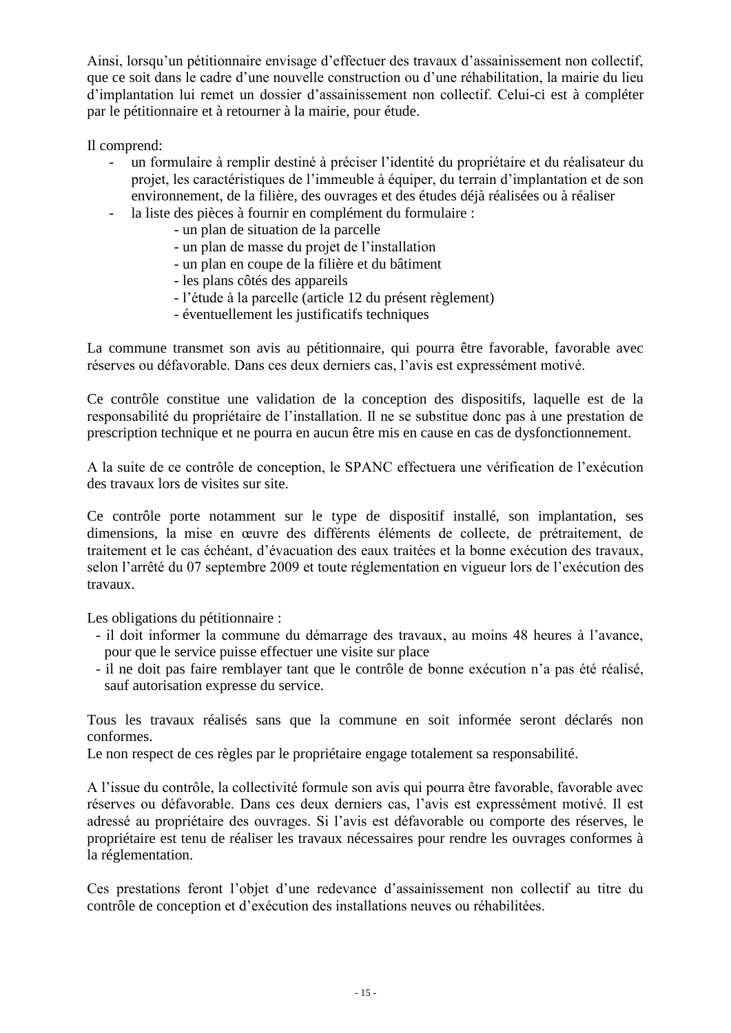Ainsi, lorsqu'un pétitionnaire envisage d'effectuer des travaux d'assainissement non collectif, que ce soit dans le cadre d'une nouvelle construction ou d'une réhabilitation, la mairie du lieu d'implantation lui remet un dossier d'assainissement non collectif. Celui-ci est à compléter par le pétitionnaire et à retourner à la mairie, pour étude.

Il comprend:

- un formulaire à remplir destiné à préciser l'identité du propriétaire et du réalisateur du projet, les caractéristiques de l'immeuble à équiper, du terrain d'implantation et de son environnement, de la filière, des ouvrages et des études déjà réalisées ou à réaliser
- la liste des pièces à fournir en complément du formulaire :
  - un plan de situation de la parcelle
  - un plan de masse du projet de l'installation
  - un plan en coupe de la filière et du bâtiment
  - les plans côtés des appareils
  - l'étude à la parcelle (article 12 du présent règlement)
  - éventuellement les justificatifs techniques

La commune transmet son avis au pétitionnaire, qui pourra être favorable, favorable avec réserves ou défavorable. Dans ces deux derniers cas, l'avis est expressément motivé.

Ce contrôle constitue une validation de la conception des dispositifs, laquelle est de la responsabilité du propriétaire de l'installation. Il ne se substitue donc pas à une prestation de prescription technique et ne pourra en aucun être mis en cause en cas de dysfonctionnement.

A la suite de ce contrôle de conception, le SPANC effectuera une vérification de l'exécution des travaux lors de visites sur site.

Ce contrôle porte notamment sur le type de dispositif installé, son implantation, ses dimensions, la mise en œuvre des différents éléments de collecte, de prétraitement, de traitement et le cas échéant, d'évacuation des eaux traitées et la bonne exécution des travaux, selon l'arrêté du 07 septembre 2009 et toute réglementation en vigueur lors de l'exécution des travaux.

Les obligations du pétitionnaire :

- il doit informer la commune du démarrage des travaux, au moins 48 heures à l'avance, pour que le service puisse effectuer une visite sur place
- il ne doit pas faire remblayer tant que le contrôle de bonne exécution n'a pas été réalisé, sauf autorisation expresse du service.

Tous les travaux réalisés sans que la commune en soit informée seront déclarés non conformes.
Le non respect de ces règles par le propriétaire engage totalement sa responsabilité.

A l'issue du contrôle, la collectivité formule son avis qui pourra être favorable, favorable avec réserves ou défavorable. Dans ces deux derniers cas, l'avis est expressément motivé. Il est adressé au propriétaire des ouvrages. Si l'avis est défavorable ou comporte des réserves, le propriétaire est tenu de réaliser les travaux nécessaires pour rendre les ouvrages conformes à la réglementation.

Ces prestations feront l'objet d'une redevance d'assainissement non collectif au titre du contrôle de conception et d'exécution des installations neuves ou réhabilitées.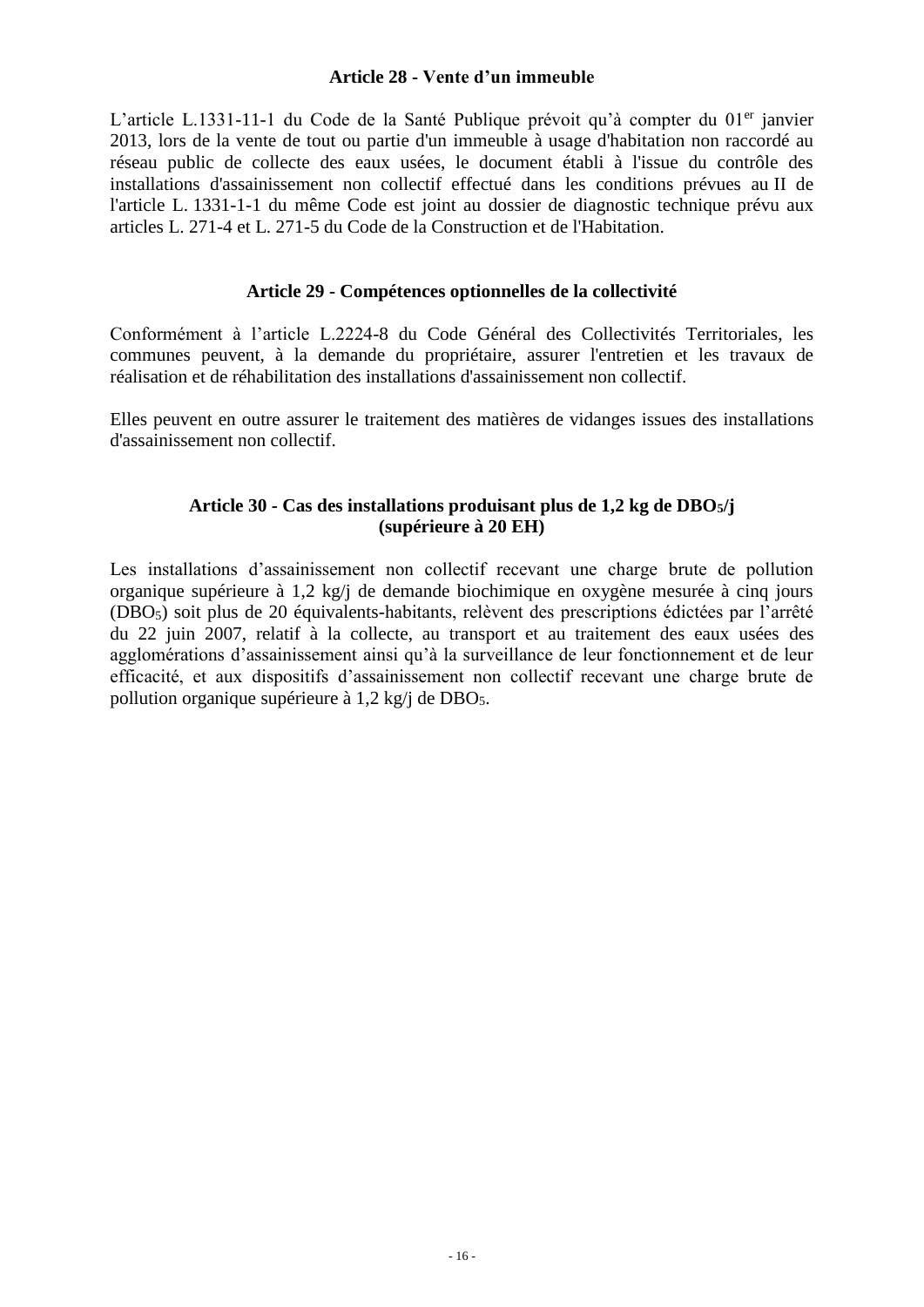### Article 28 - Vente d'un immeuble

L'article L.1331-11-1 du Code de la Santé Publique prévoit qu'à compter du 01[er] janvier 2013, lors de la vente de tout ou partie d'un immeuble à usage d'habitation non raccordé au réseau public de collecte des eaux usées, le document établi à l'issue du contrôle des installations d'assainissement non collectif effectué dans les conditions prévues au II de l'article L. 1331-1-1 du même Code est joint au dossier de diagnostic technique prévu aux articles L. 271-4 et L. 271-5 du Code de la Construction et de l'Habitation.

### Article 29 - Compétences optionnelles de la collectivité

Conformément à l'article L.2224-8 du Code Général des Collectivités Territoriales, les communes peuvent, à la demande du propriétaire, assurer l'entretien et les travaux de réalisation et de réhabilitation des installations d'assainissement non collectif.

Elles peuvent en outre assurer le traitement des matières de vidanges issues des installations d'assainissement non collectif.

### Article 30 - Cas des installations produisant plus de 1,2 kg de $DBO_5$/j (supérieure à 20 EH)

Les installations d'assainissement non collectif recevant une charge brute de pollution organique supérieure à 1,2 kg/j de demande biochimique en oxygène mesurée à cinq jours ($DBO_5$) soit plus de 20 équivalents-habitants, relèvent des prescriptions édictées par l'arrêté du 22 juin 2007, relatif à la collecte, au transport et au traitement des eaux usées des agglomérations d'assainissement ainsi qu'à la surveillance de leur fonctionnement et de leur efficacité, et aux dispositifs d'assainissement non collectif recevant une charge brute de pollution organique supérieure à 1,2 kg/j de $DBO_5$.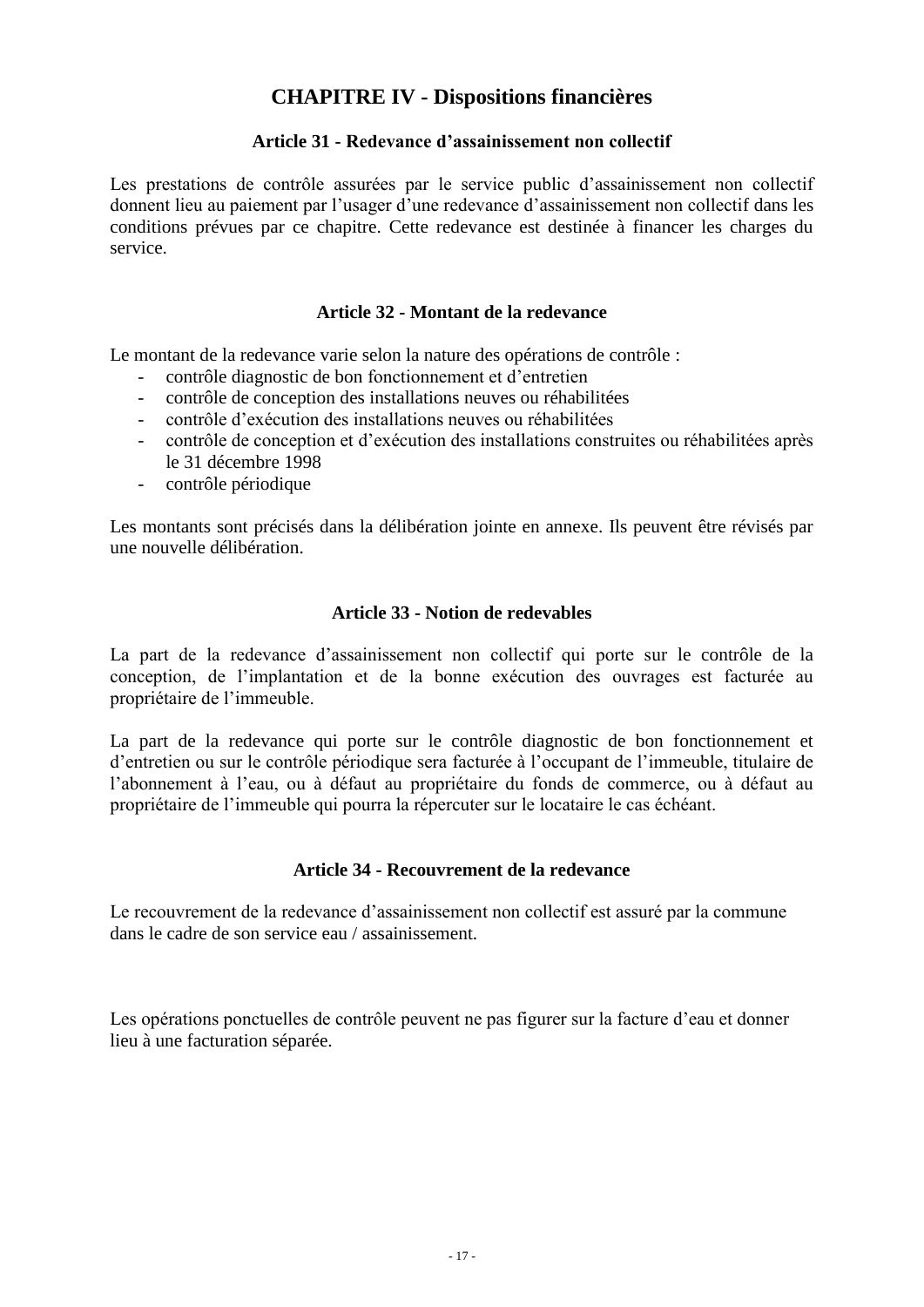## CHAPITRE IV - Dispositions financières

### Article 31 - Redevance d'assainissement non collectif

Les prestations de contrôle assurées par le service public d'assainissement non collectif donnent lieu au paiement par l'usager d'une redevance d'assainissement non collectif dans les conditions prévues par ce chapitre. Cette redevance est destinée à financer les charges du service.

### Article 32 - Montant de la redevance

Le montant de la redevance varie selon la nature des opérations de contrôle :

- contrôle diagnostic de bon fonctionnement et d'entretien
- contrôle de conception des installations neuves ou réhabilitées
- contrôle d'exécution des installations neuves ou réhabilitées
- contrôle de conception et d'exécution des installations construites ou réhabilitées après le 31 décembre 1998
- contrôle périodique

Les montants sont précisés dans la délibération jointe en annexe. Ils peuvent être révisés par une nouvelle délibération.

### Article 33 - Notion de redevables

La part de la redevance d'assainissement non collectif qui porte sur le contrôle de la conception, de l'implantation et de la bonne exécution des ouvrages est facturée au propriétaire de l'immeuble.

La part de la redevance qui porte sur le contrôle diagnostic de bon fonctionnement et d'entretien ou sur le contrôle périodique sera facturée à l'occupant de l'immeuble, titulaire de l'abonnement à l'eau, ou à défaut au propriétaire du fonds de commerce, ou à défaut au propriétaire de l'immeuble qui pourra la répercuter sur le locataire le cas échéant.

### Article 34 - Recouvrement de la redevance

Le recouvrement de la redevance d'assainissement non collectif est assuré par la commune dans le cadre de son service eau / assainissement.

Les opérations ponctuelles de contrôle peuvent ne pas figurer sur la facture d'eau et donner lieu à une facturation séparée.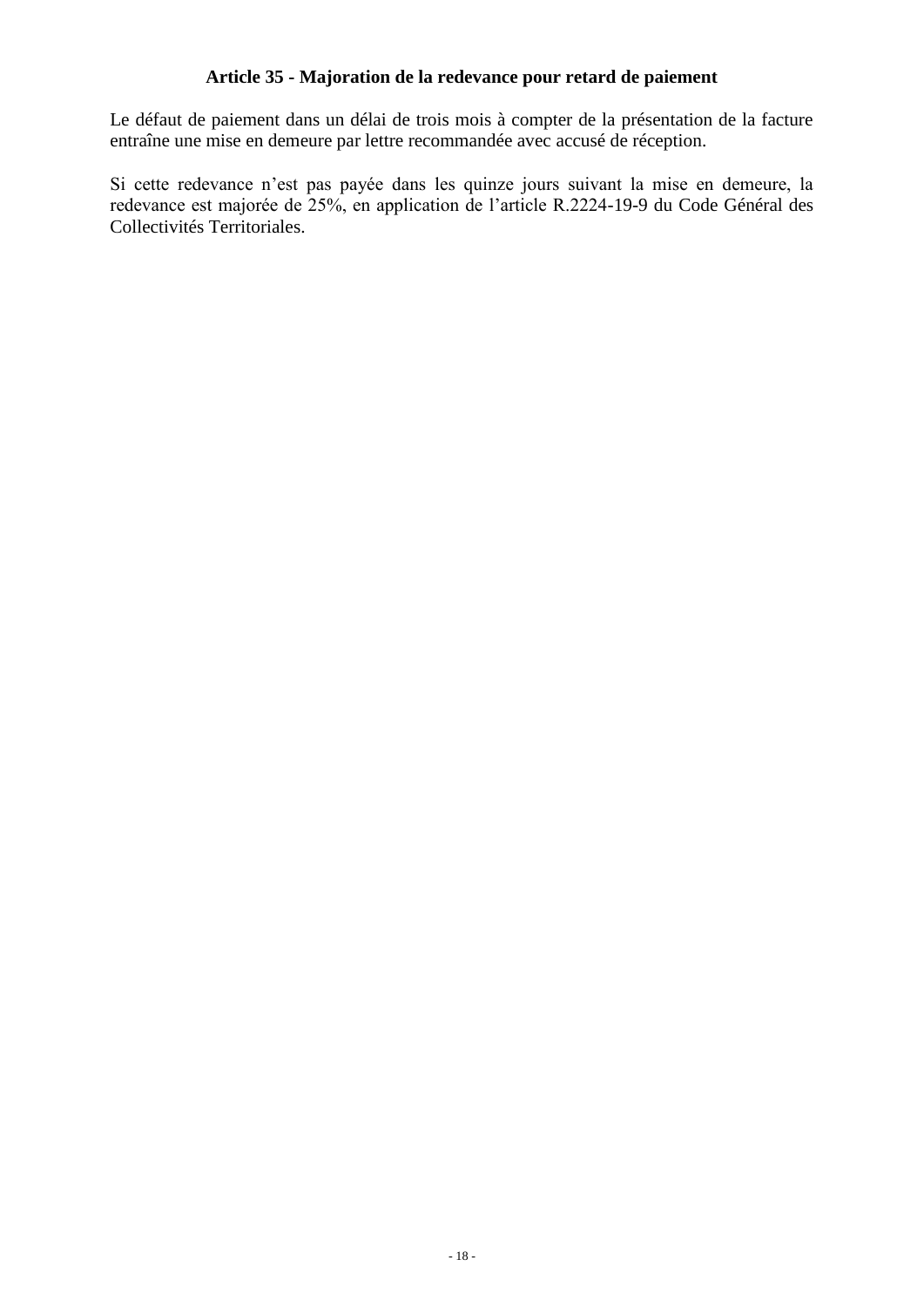### Article 35 - Majoration de la redevance pour retard de paiement

Le défaut de paiement dans un délai de trois mois à compter de la présentation de la facture entraîne une mise en demeure par lettre recommandée avec accusé de réception.

Si cette redevance n'est pas payée dans les quinze jours suivant la mise en demeure, la redevance est majorée de 25%, en application de l'article R.2224-19-9 du Code Général des Collectivités Territoriales.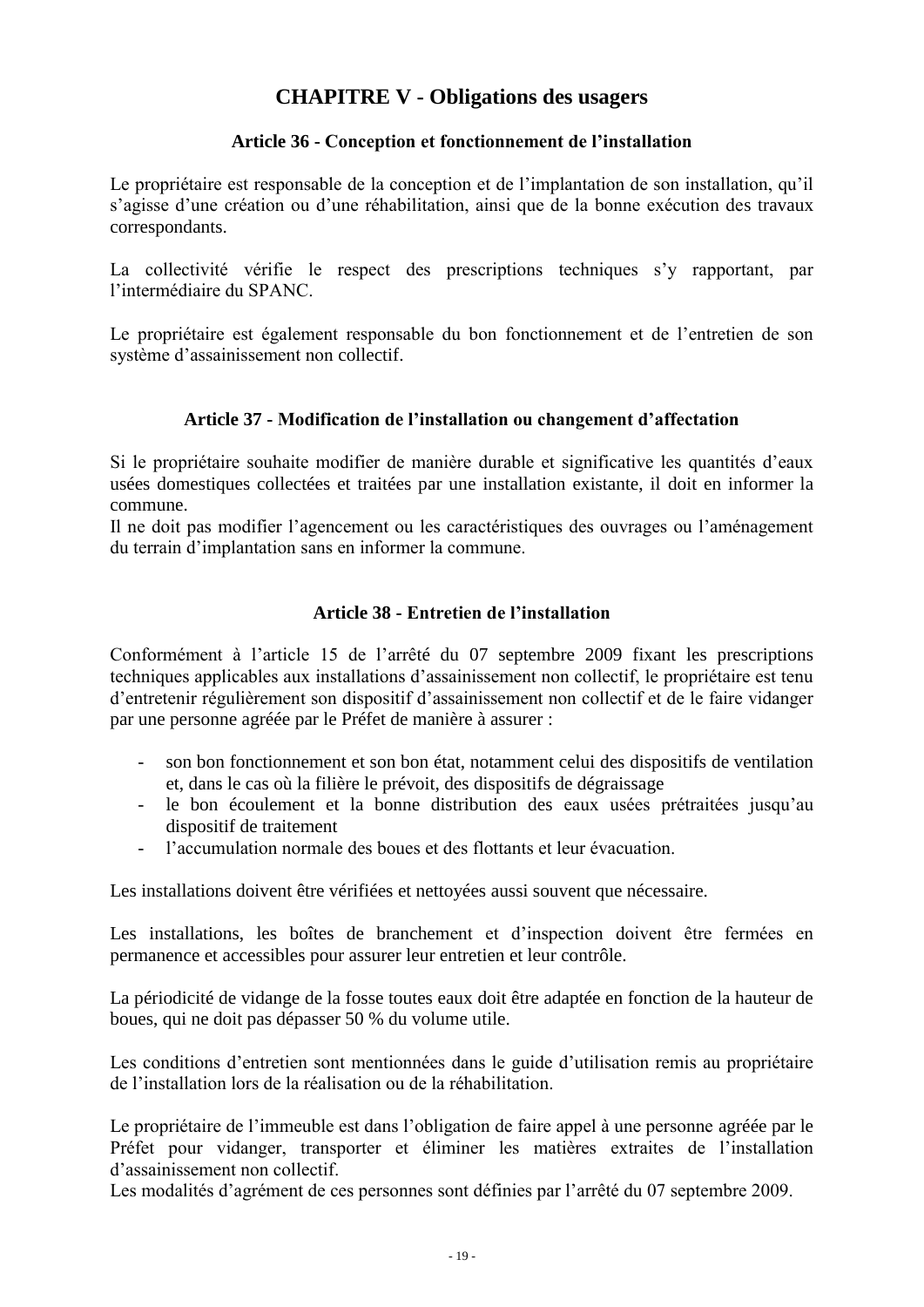## CHAPITRE V - Obligations des usagers

### Article 36 - Conception et fonctionnement de l'installation

Le propriétaire est responsable de la conception et de l'implantation de son installation, qu'il s'agisse d'une création ou d'une réhabilitation, ainsi que de la bonne exécution des travaux correspondants.

La collectivité vérifie le respect des prescriptions techniques s'y rapportant, par l'intermédiaire du SPANC.

Le propriétaire est également responsable du bon fonctionnement et de l'entretien de son système d'assainissement non collectif.

### Article 37 - Modification de l'installation ou changement d'affectation

Si le propriétaire souhaite modifier de manière durable et significative les quantités d'eaux usées domestiques collectées et traitées par une installation existante, il doit en informer la commune.
Il ne doit pas modifier l'agencement ou les caractéristiques des ouvrages ou l'aménagement du terrain d'implantation sans en informer la commune.

### Article 38 - Entretien de l'installation

Conformément à l'article 15 de l'arrêté du 07 septembre 2009 fixant les prescriptions techniques applicables aux installations d'assainissement non collectif, le propriétaire est tenu d'entretenir régulièrement son dispositif d'assainissement non collectif et de le faire vidanger par une personne agréée par le Préfet de manière à assurer :

- son bon fonctionnement et son bon état, notamment celui des dispositifs de ventilation et, dans le cas où la filière le prévoit, des dispositifs de dégraissage
- le bon écoulement et la bonne distribution des eaux usées prétraitées jusqu'au dispositif de traitement
- l'accumulation normale des boues et des flottants et leur évacuation.

Les installations doivent être vérifiées et nettoyées aussi souvent que nécessaire.

Les installations, les boîtes de branchement et d'inspection doivent être fermées en permanence et accessibles pour assurer leur entretien et leur contrôle.

La périodicité de vidange de la fosse toutes eaux doit être adaptée en fonction de la hauteur de boues, qui ne doit pas dépasser 50 % du volume utile.

Les conditions d'entretien sont mentionnées dans le guide d'utilisation remis au propriétaire de l'installation lors de la réalisation ou de la réhabilitation.

Le propriétaire de l'immeuble est dans l'obligation de faire appel à une personne agréée par le Préfet pour vidanger, transporter et éliminer les matières extraites de l'installation d'assainissement non collectif.
Les modalités d'agrément de ces personnes sont définies par l'arrêté du 07 septembre 2009.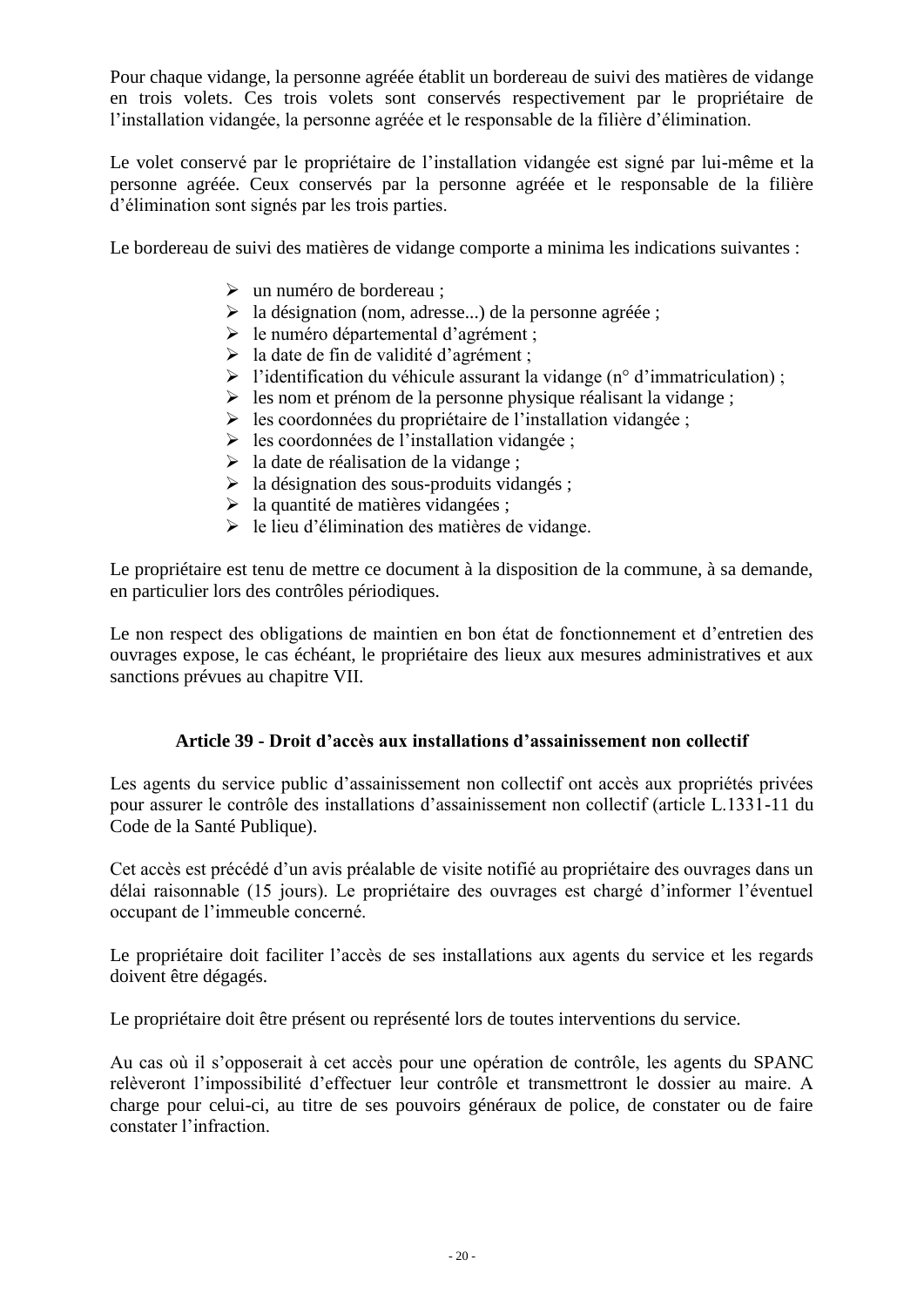Pour chaque vidange, la personne agréée établit un bordereau de suivi des matières de vidange en trois volets. Ces trois volets sont conservés respectivement par le propriétaire de l'installation vidangée, la personne agréée et le responsable de la filière d'élimination.

Le volet conservé par le propriétaire de l'installation vidangée est signé par lui-même et la personne agréée. Ceux conservés par la personne agréée et le responsable de la filière d'élimination sont signés par les trois parties.

Le bordereau de suivi des matières de vidange comporte a minima les indications suivantes :

- un numéro de bordereau ;
- la désignation (nom, adresse...) de la personne agréée ;
- le numéro départemental d'agrément ;
- la date de fin de validité d'agrément ;
- l'identification du véhicule assurant la vidange (n° d'immatriculation) ;
- les nom et prénom de la personne physique réalisant la vidange ;
- les coordonnées du propriétaire de l'installation vidangée ;
- les coordonnées de l'installation vidangée ;
- la date de réalisation de la vidange ;
- la désignation des sous-produits vidangés ;
- la quantité de matières vidangées ;
- le lieu d'élimination des matières de vidange.

Le propriétaire est tenu de mettre ce document à la disposition de la commune, à sa demande, en particulier lors des contrôles périodiques.

Le non respect des obligations de maintien en bon état de fonctionnement et d'entretien des ouvrages expose, le cas échéant, le propriétaire des lieux aux mesures administratives et aux sanctions prévues au chapitre VII.

### Article 39 - Droit d'accès aux installations d'assainissement non collectif

Les agents du service public d'assainissement non collectif ont accès aux propriétés privées pour assurer le contrôle des installations d'assainissement non collectif (article L.1331-11 du Code de la Santé Publique).

Cet accès est précédé d'un avis préalable de visite notifié au propriétaire des ouvrages dans un délai raisonnable (15 jours). Le propriétaire des ouvrages est chargé d'informer l'éventuel occupant de l'immeuble concerné.

Le propriétaire doit faciliter l'accès de ses installations aux agents du service et les regards doivent être dégagés.

Le propriétaire doit être présent ou représenté lors de toutes interventions du service.

Au cas où il s'opposerait à cet accès pour une opération de contrôle, les agents du SPANC relèveront l'impossibilité d'effectuer leur contrôle et transmettront le dossier au maire. A charge pour celui-ci, au titre de ses pouvoirs généraux de police, de constater ou de faire constater l'infraction.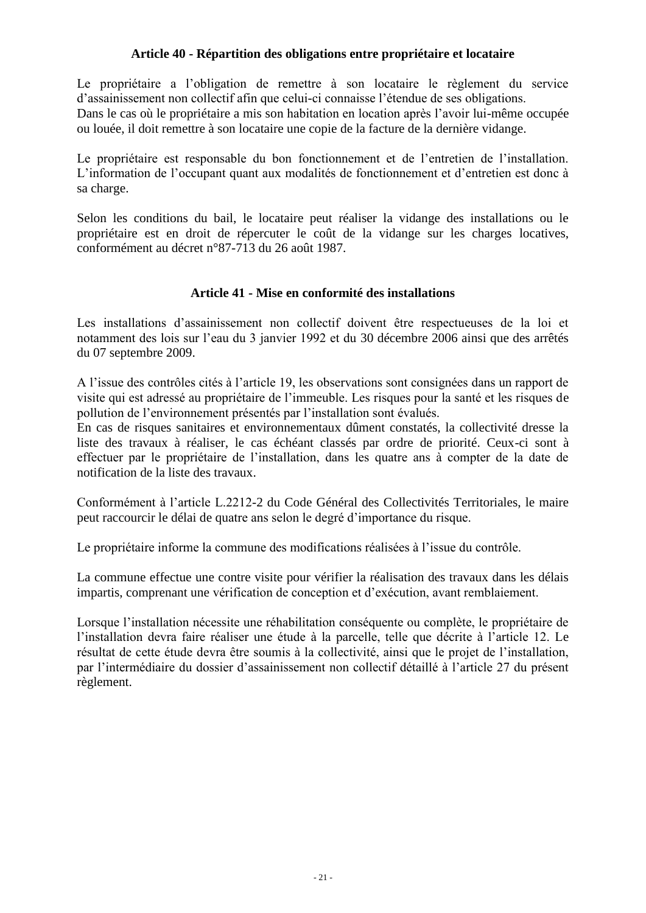### Article 40 - Répartition des obligations entre propriétaire et locataire

Le propriétaire a l'obligation de remettre à son locataire le règlement du service d'assainissement non collectif afin que celui-ci connaisse l'étendue de ses obligations.
Dans le cas où le propriétaire a mis son habitation en location après l'avoir lui-même occupée ou louée, il doit remettre à son locataire une copie de la facture de la dernière vidange.

Le propriétaire est responsable du bon fonctionnement et de l'entretien de l'installation. L'information de l'occupant quant aux modalités de fonctionnement et d'entretien est donc à sa charge.

Selon les conditions du bail, le locataire peut réaliser la vidange des installations ou le propriétaire est en droit de répercuter le coût de la vidange sur les charges locatives, conformément au décret n°87-713 du 26 août 1987.

### Article 41 - Mise en conformité des installations

Les installations d'assainissement non collectif doivent être respectueuses de la loi et notamment des lois sur l'eau du 3 janvier 1992 et du 30 décembre 2006 ainsi que des arrêtés du 07 septembre 2009.

A l'issue des contrôles cités à l'article 19, les observations sont consignées dans un rapport de visite qui est adressé au propriétaire de l'immeuble. Les risques pour la santé et les risques de pollution de l'environnement présentés par l'installation sont évalués.
En cas de risques sanitaires et environnementaux dûment constatés, la collectivité dresse la liste des travaux à réaliser, le cas échéant classés par ordre de priorité. Ceux-ci sont à effectuer par le propriétaire de l'installation, dans les quatre ans à compter de la date de notification de la liste des travaux.

Conformément à l'article L.2212-2 du Code Général des Collectivités Territoriales, le maire peut raccourcir le délai de quatre ans selon le degré d'importance du risque.

Le propriétaire informe la commune des modifications réalisées à l'issue du contrôle.

La commune effectue une contre visite pour vérifier la réalisation des travaux dans les délais impartis, comprenant une vérification de conception et d'exécution, avant remblaiement.

Lorsque l'installation nécessite une réhabilitation conséquente ou complète, le propriétaire de l'installation devra faire réaliser une étude à la parcelle, telle que décrite à l'article 12. Le résultat de cette étude devra être soumis à la collectivité, ainsi que le projet de l'installation, par l'intermédiaire du dossier d'assainissement non collectif détaillé à l'article 27 du présent règlement.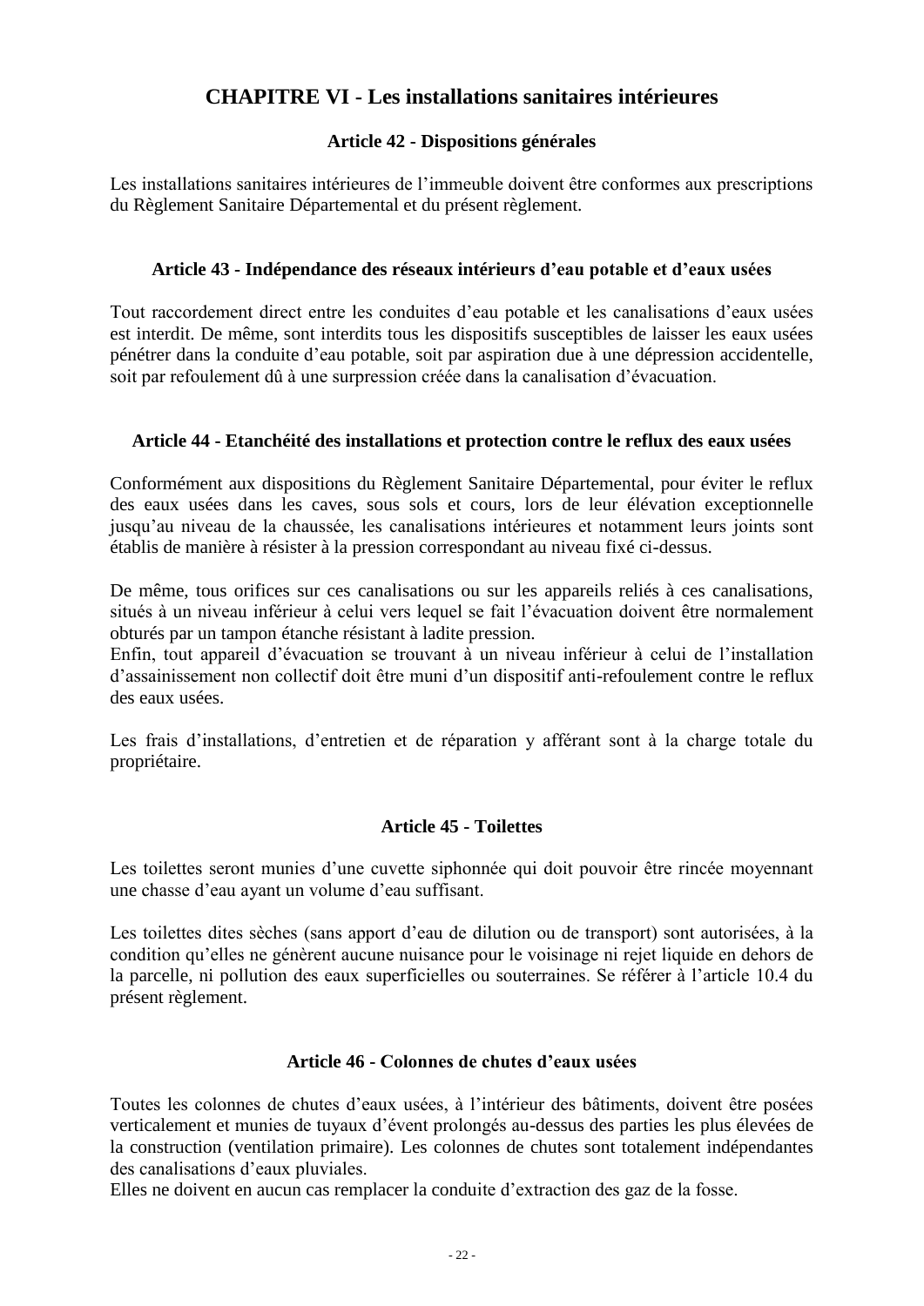# CHAPITRE VI - Les installations sanitaires intérieures

### Article 42 - Dispositions générales

Les installations sanitaires intérieures de l'immeuble doivent être conformes aux prescriptions du Règlement Sanitaire Départemental et du présent règlement.

### Article 43 - Indépendance des réseaux intérieurs d'eau potable et d'eaux usées

Tout raccordement direct entre les conduites d'eau potable et les canalisations d'eaux usées est interdit. De même, sont interdits tous les dispositifs susceptibles de laisser les eaux usées pénétrer dans la conduite d'eau potable, soit par aspiration due à une dépression accidentelle, soit par refoulement dû à une surpression créée dans la canalisation d'évacuation.

### Article 44 - Etanchéité des installations et protection contre le reflux des eaux usées

Conformément aux dispositions du Règlement Sanitaire Départemental, pour éviter le reflux des eaux usées dans les caves, sous sols et cours, lors de leur élévation exceptionnelle jusqu'au niveau de la chaussée, les canalisations intérieures et notamment leurs joints sont établis de manière à résister à la pression correspondant au niveau fixé ci-dessus.

De même, tous orifices sur ces canalisations ou sur les appareils reliés à ces canalisations, situés à un niveau inférieur à celui vers lequel se fait l'évacuation doivent être normalement obturés par un tampon étanche résistant à ladite pression.
Enfin, tout appareil d'évacuation se trouvant à un niveau inférieur à celui de l'installation d'assainissement non collectif doit être muni d'un dispositif anti-refoulement contre le reflux des eaux usées.

Les frais d'installations, d'entretien et de réparation y afférant sont à la charge totale du propriétaire.

### Article 45 - Toilettes

Les toilettes seront munies d'une cuvette siphonnée qui doit pouvoir être rincée moyennant une chasse d'eau ayant un volume d'eau suffisant.

Les toilettes dites sèches (sans apport d'eau de dilution ou de transport) sont autorisées, à la condition qu'elles ne génèrent aucune nuisance pour le voisinage ni rejet liquide en dehors de la parcelle, ni pollution des eaux superficielles ou souterraines. Se référer à l'article 10.4 du présent règlement.

### Article 46 - Colonnes de chutes d'eaux usées

Toutes les colonnes de chutes d'eaux usées, à l'intérieur des bâtiments, doivent être posées verticalement et munies de tuyaux d'évent prolongés au-dessus des parties les plus élevées de la construction (ventilation primaire). Les colonnes de chutes sont totalement indépendantes des canalisations d'eaux pluviales.
Elles ne doivent en aucun cas remplacer la conduite d'extraction des gaz de la fosse.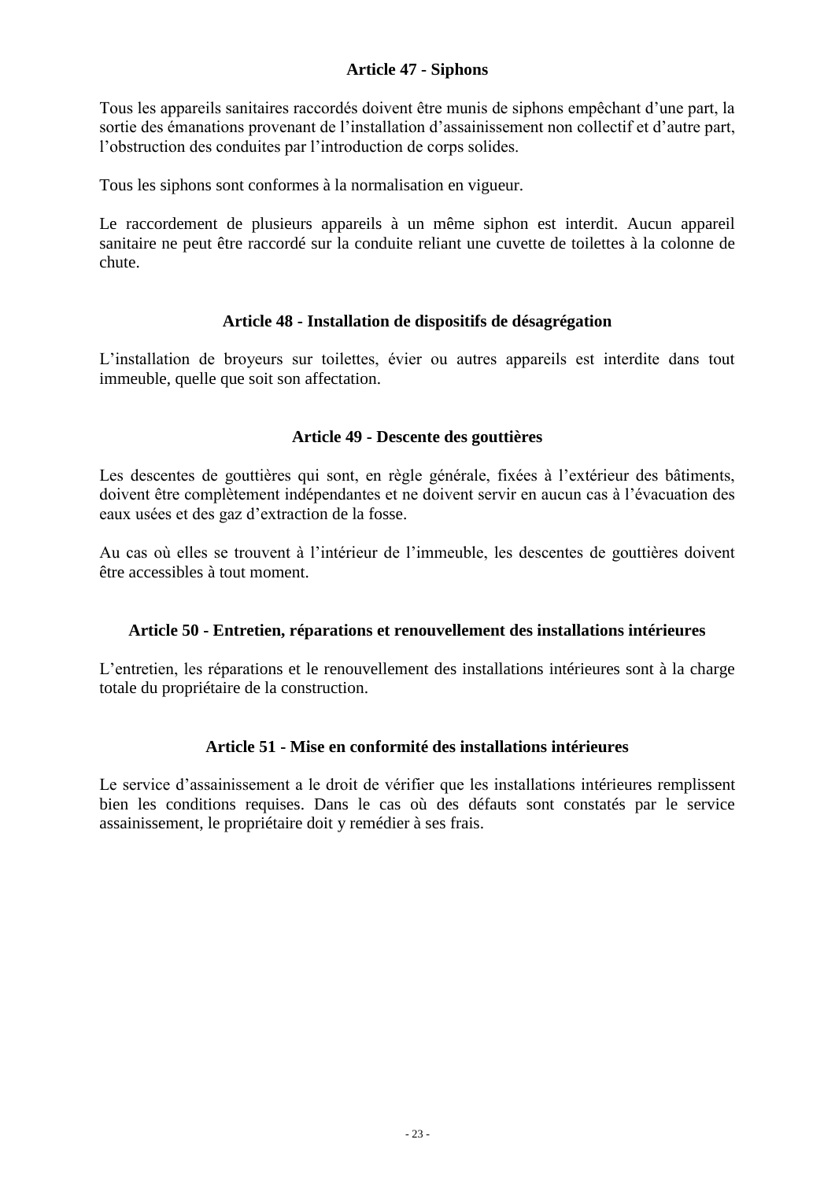### Article 47 - Siphons

Tous les appareils sanitaires raccordés doivent être munis de siphons empêchant d'une part, la sortie des émanations provenant de l'installation d'assainissement non collectif et d'autre part, l'obstruction des conduites par l'introduction de corps solides.

Tous les siphons sont conformes à la normalisation en vigueur.

Le raccordement de plusieurs appareils à un même siphon est interdit. Aucun appareil sanitaire ne peut être raccordé sur la conduite reliant une cuvette de toilettes à la colonne de chute.

### Article 48 - Installation de dispositifs de désagrégation

L'installation de broyeurs sur toilettes, évier ou autres appareils est interdite dans tout immeuble, quelle que soit son affectation.

### Article 49 - Descente des gouttières

Les descentes de gouttières qui sont, en règle générale, fixées à l'extérieur des bâtiments, doivent être complètement indépendantes et ne doivent servir en aucun cas à l'évacuation des eaux usées et des gaz d'extraction de la fosse.

Au cas où elles se trouvent à l'intérieur de l'immeuble, les descentes de gouttières doivent être accessibles à tout moment.

### Article 50 - Entretien, réparations et renouvellement des installations intérieures

L'entretien, les réparations et le renouvellement des installations intérieures sont à la charge totale du propriétaire de la construction.

### Article 51 - Mise en conformité des installations intérieures

Le service d'assainissement a le droit de vérifier que les installations intérieures remplissent bien les conditions requises. Dans le cas où des défauts sont constatés par le service assainissement, le propriétaire doit y remédier à ses frais.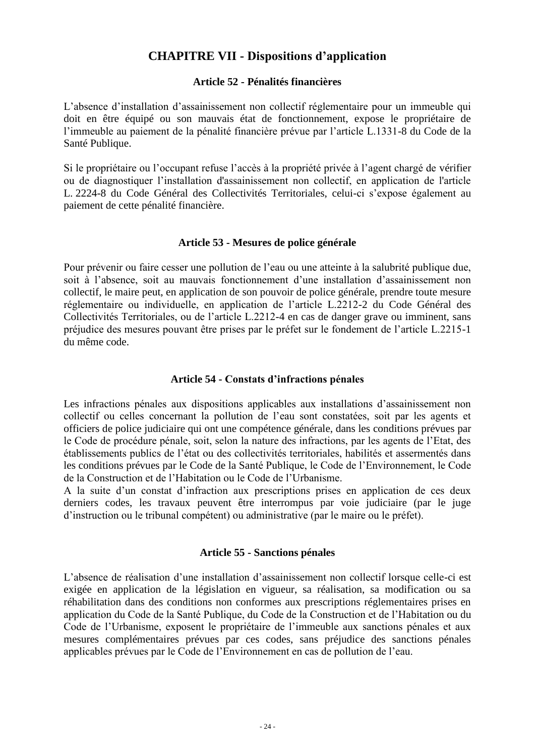## CHAPITRE VII - Dispositions d'application

### Article 52 - Pénalités financières

L'absence d'installation d'assainissement non collectif réglementaire pour un immeuble qui doit en être équipé ou son mauvais état de fonctionnement, expose le propriétaire de l'immeuble au paiement de la pénalité financière prévue par l'article L.1331-8 du Code de la Santé Publique.

Si le propriétaire ou l'occupant refuse l'accès à la propriété privée à l'agent chargé de vérifier ou de diagnostiquer l'installation d'assainissement non collectif, en application de l'article L. 2224-8 du Code Général des Collectivités Territoriales, celui-ci s'expose également au paiement de cette pénalité financière.

### Article 53 - Mesures de police générale

Pour prévenir ou faire cesser une pollution de l'eau ou une atteinte à la salubrité publique due, soit à l'absence, soit au mauvais fonctionnement d'une installation d'assainissement non collectif, le maire peut, en application de son pouvoir de police générale, prendre toute mesure réglementaire ou individuelle, en application de l'article L.2212-2 du Code Général des Collectivités Territoriales, ou de l'article L.2212-4 en cas de danger grave ou imminent, sans préjudice des mesures pouvant être prises par le préfet sur le fondement de l'article L.2215-1 du même code.

### Article 54 - Constats d'infractions pénales

Les infractions pénales aux dispositions applicables aux installations d'assainissement non collectif ou celles concernant la pollution de l'eau sont constatées, soit par les agents et officiers de police judiciaire qui ont une compétence générale, dans les conditions prévues par le Code de procédure pénale, soit, selon la nature des infractions, par les agents de l'Etat, des établissements publics de l'état ou des collectivités territoriales, habilités et assermentés dans les conditions prévues par le Code de la Santé Publique, le Code de l'Environnement, le Code de la Construction et de l'Habitation ou le Code de l'Urbanisme.
A la suite d'un constat d'infraction aux prescriptions prises en application de ces deux derniers codes, les travaux peuvent être interrompus par voie judiciaire (par le juge d'instruction ou le tribunal compétent) ou administrative (par le maire ou le préfet).

### Article 55 - Sanctions pénales

L'absence de réalisation d'une installation d'assainissement non collectif lorsque celle-ci est exigée en application de la législation en vigueur, sa réalisation, sa modification ou sa réhabilitation dans des conditions non conformes aux prescriptions réglementaires prises en application du Code de la Santé Publique, du Code de la Construction et de l'Habitation ou du Code de l'Urbanisme, exposent le propriétaire de l'immeuble aux sanctions pénales et aux mesures complémentaires prévues par ces codes, sans préjudice des sanctions pénales applicables prévues par le Code de l'Environnement en cas de pollution de l'eau.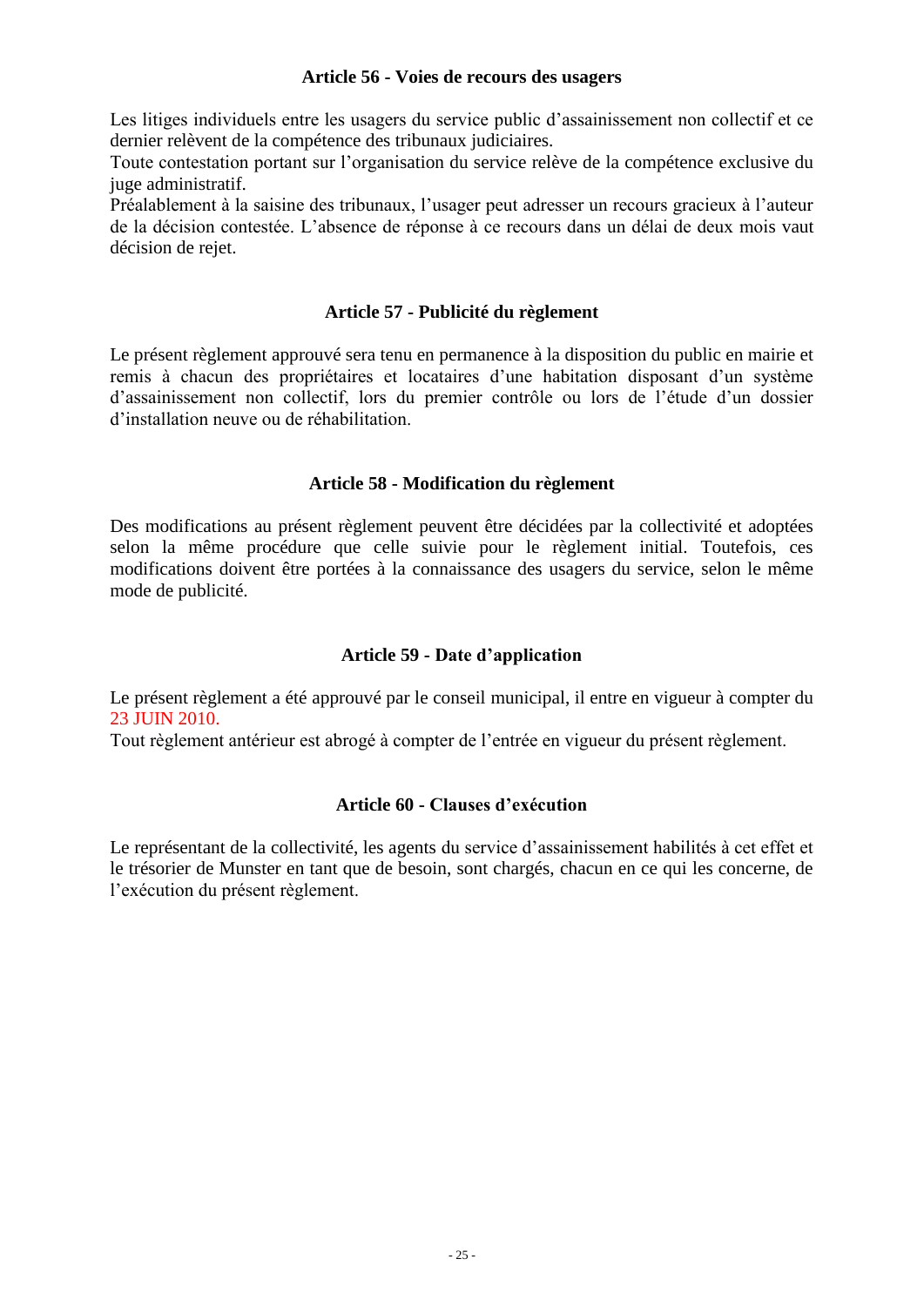### Article 56 - Voies de recours des usagers

Les litiges individuels entre les usagers du service public d'assainissement non collectif et ce dernier relèvent de la compétence des tribunaux judiciaires.
Toute contestation portant sur l'organisation du service relève de la compétence exclusive du juge administratif.
Préalablement à la saisine des tribunaux, l'usager peut adresser un recours gracieux à l'auteur de la décision contestée. L'absence de réponse à ce recours dans un délai de deux mois vaut décision de rejet.

### Article 57 - Publicité du règlement

Le présent règlement approuvé sera tenu en permanence à la disposition du public en mairie et remis à chacun des propriétaires et locataires d'une habitation disposant d'un système d'assainissement non collectif, lors du premier contrôle ou lors de l'étude d'un dossier d'installation neuve ou de réhabilitation.

### Article 58 - Modification du règlement

Des modifications au présent règlement peuvent être décidées par la collectivité et adoptées selon la même procédure que celle suivie pour le règlement initial. Toutefois, ces modifications doivent être portées à la connaissance des usagers du service, selon le même mode de publicité.

### Article 59 - Date d'application

Le présent règlement a été approuvé par le conseil municipal, il entre en vigueur à compter du 23 JUIN 2010.
Tout règlement antérieur est abrogé à compter de l'entrée en vigueur du présent règlement.

### Article 60 - Clauses d'exécution

Le représentant de la collectivité, les agents du service d'assainissement habilités à cet effet et le trésorier de Munster en tant que de besoin, sont chargés, chacun en ce qui les concerne, de l'exécution du présent règlement.